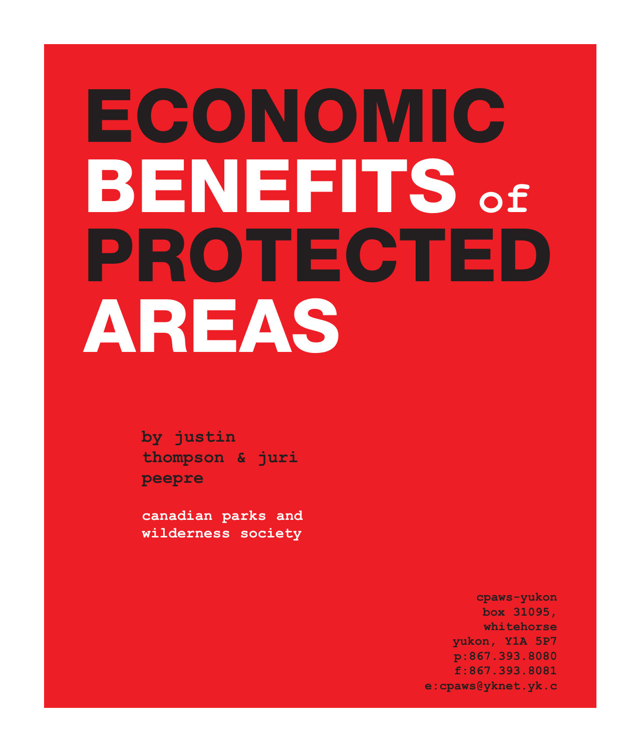# ECONOMIC BENEFITS of PROTECTED AREAS

**by justin thompson & juri peepre**

**canadian parks and wilderness society**

**cpaws-yukon**
**box 31095,**
**whitehorse**
**yukon, Y1A 5P7**
**p:867.393.8080**
**f:867.393.8081**
**e:cpaws@yknet.yk.c**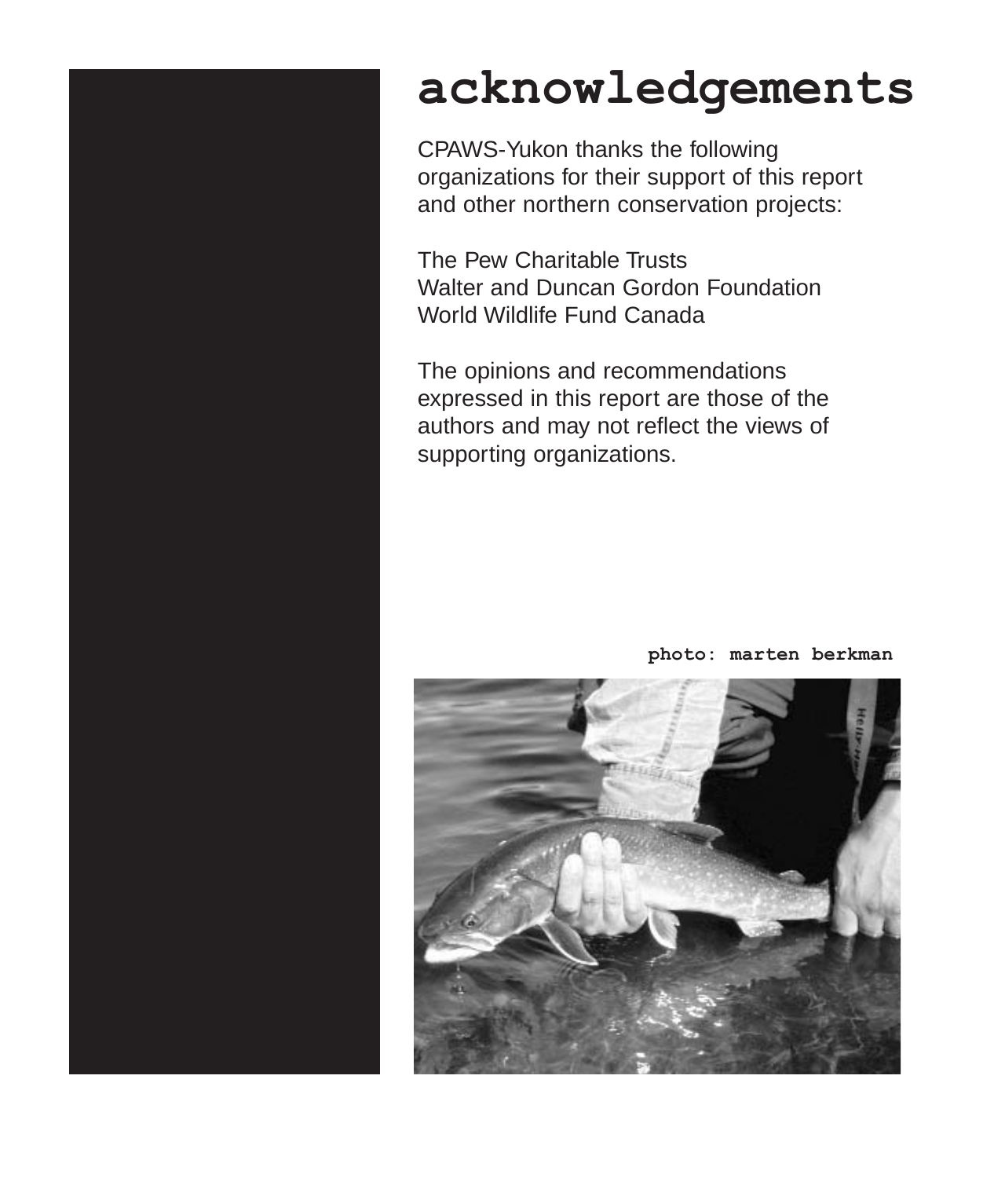# acknowledgements

CPAWS-Yukon thanks the following organizations for their support of this report and other northern conservation projects:

The Pew Charitable Trusts
Walter and Duncan Gordon Foundation
World Wildlife Fund Canada

The opinions and recommendations expressed in this report are those of the authors and may not reflect the views of supporting organizations.

**photo: marten berkman**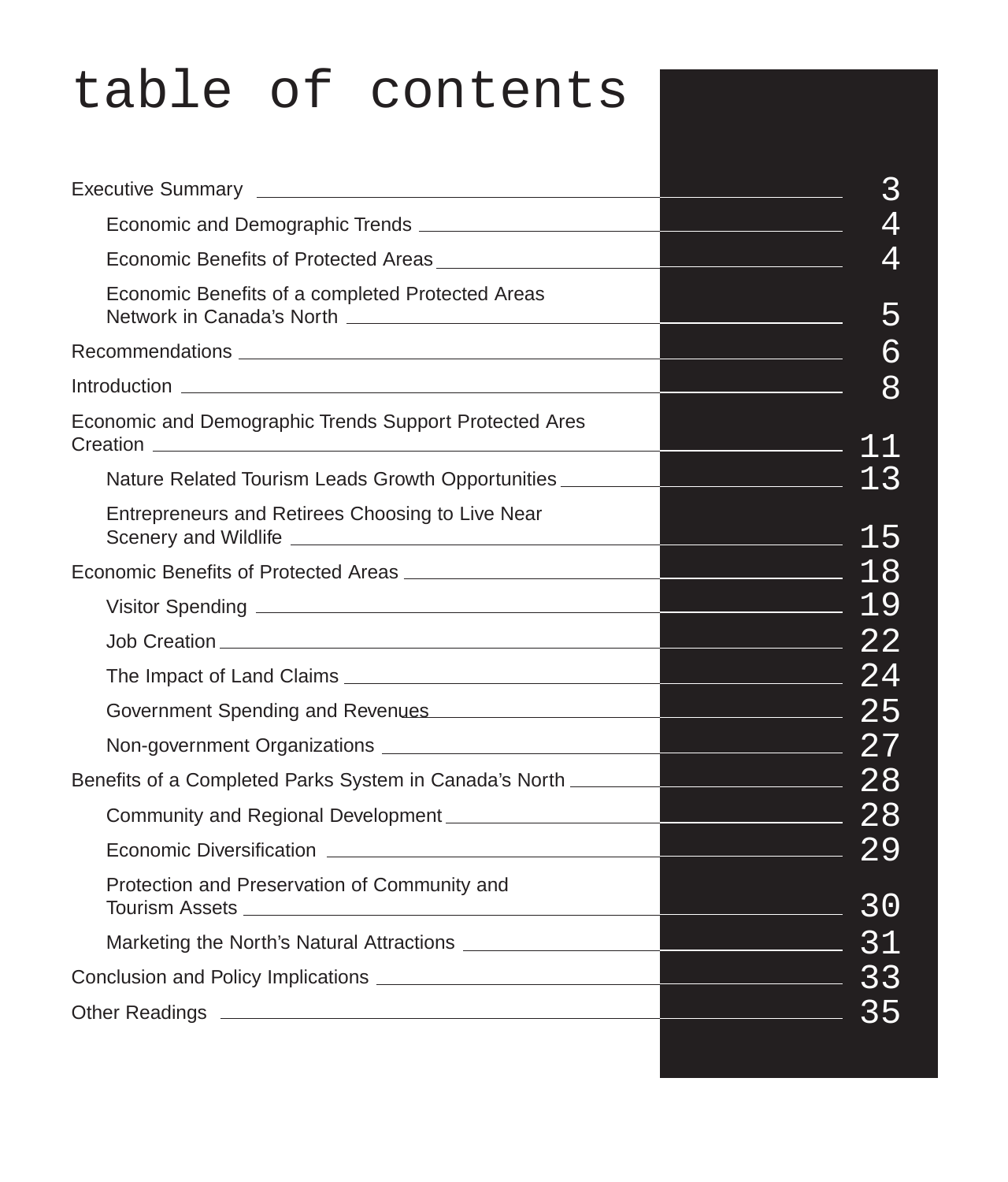# table of contents

- Executive Summary — 3
  - Economic and Demographic Trends — 4
  - Economic Benefits of Protected Areas — 4
  - Economic Benefits of a completed Protected Areas Network in Canada's North — 5
- Recommendations — 6
- Introduction — 8
- Economic and Demographic Trends Support Protected Ares Creation — 11
  - Nature Related Tourism Leads Growth Opportunities — 13
  - Entrepreneurs and Retirees Choosing to Live Near Scenery and Wildlife — 15
- Economic Benefits of Protected Areas — 18
  - Visitor Spending — 19
  - Job Creation — 22
  - The Impact of Land Claims — 24
  - Government Spending and Revenues — 25
  - Non-government Organizations — 27
- Benefits of a Completed Parks System in Canada's North — 28
  - Community and Regional Development — 28
  - Economic Diversification — 29
  - Protection and Preservation of Community and Tourism Assets — 30
  - Marketing the North's Natural Attractions — 31
- Conclusion and Policy Implications — 33
- Other Readings — 35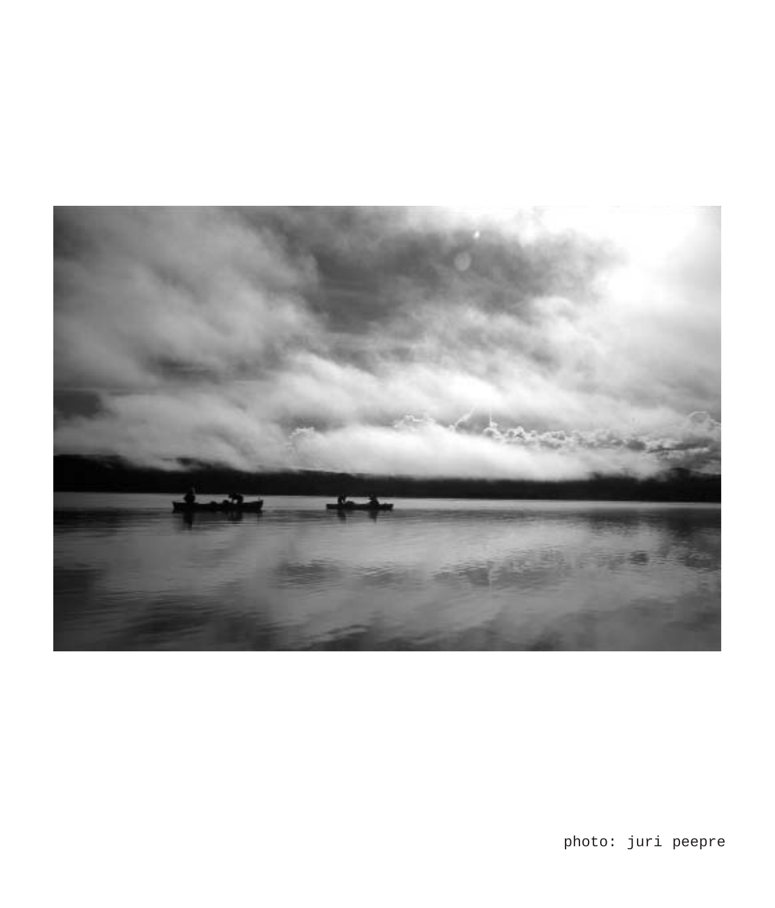photo: juri peepre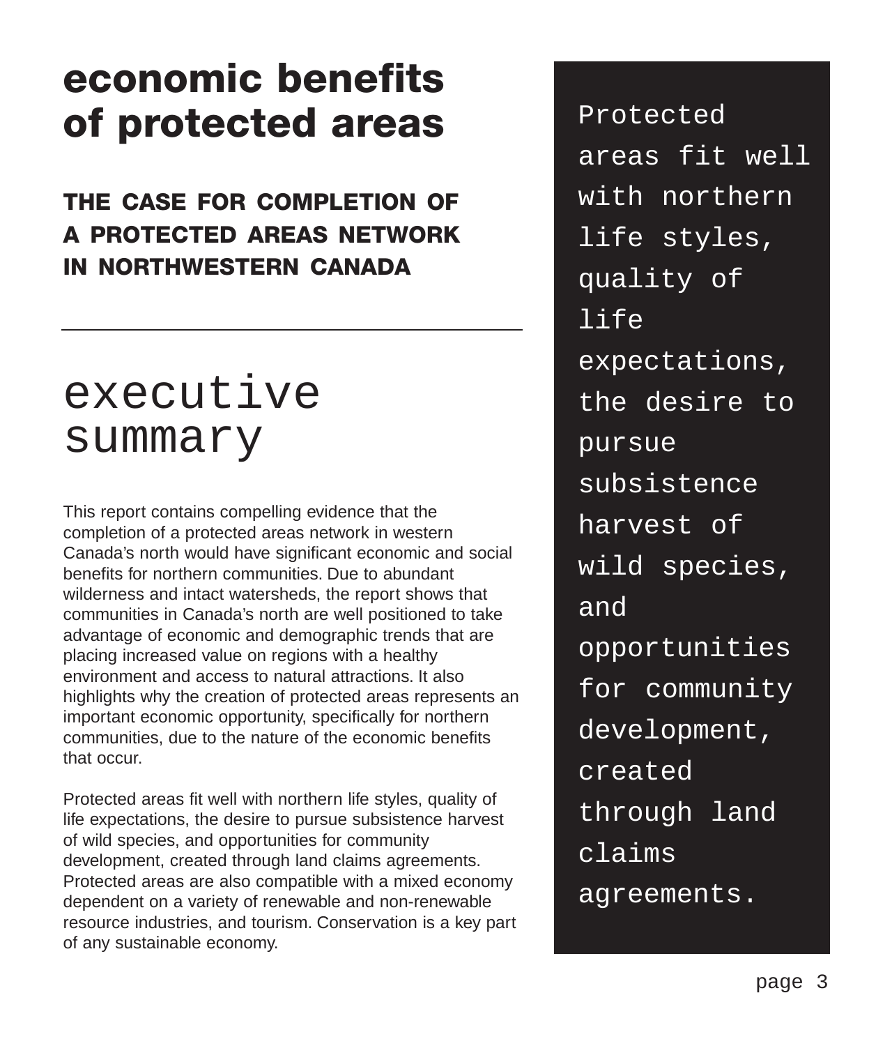# economic benefits of protected areas

## THE CASE FOR COMPLETION OF A PROTECTED AREAS NETWORK IN NORTHWESTERN CANADA

---

## executive summary

This report contains compelling evidence that the completion of a protected areas network in western Canada's north would have significant economic and social benefits for northern communities. Due to abundant wilderness and intact watersheds, the report shows that communities in Canada's north are well positioned to take advantage of economic and demographic trends that are placing increased value on regions with a healthy environment and access to natural attractions. It also highlights why the creation of protected areas represents an important economic opportunity, specifically for northern communities, due to the nature of the economic benefits that occur.

Protected areas fit well with northern life styles, quality of life expectations, the desire to pursue subsistence harvest of wild species, and opportunities for community development, created through land claims agreements. Protected areas are also compatible with a mixed economy dependent on a variety of renewable and non-renewable resource industries, and tourism. Conservation is a key part of any sustainable economy.

> Protected areas fit well with northern life styles, quality of life expectations, the desire to pursue subsistence harvest of wild species, and opportunities for community development, created through land claims agreements.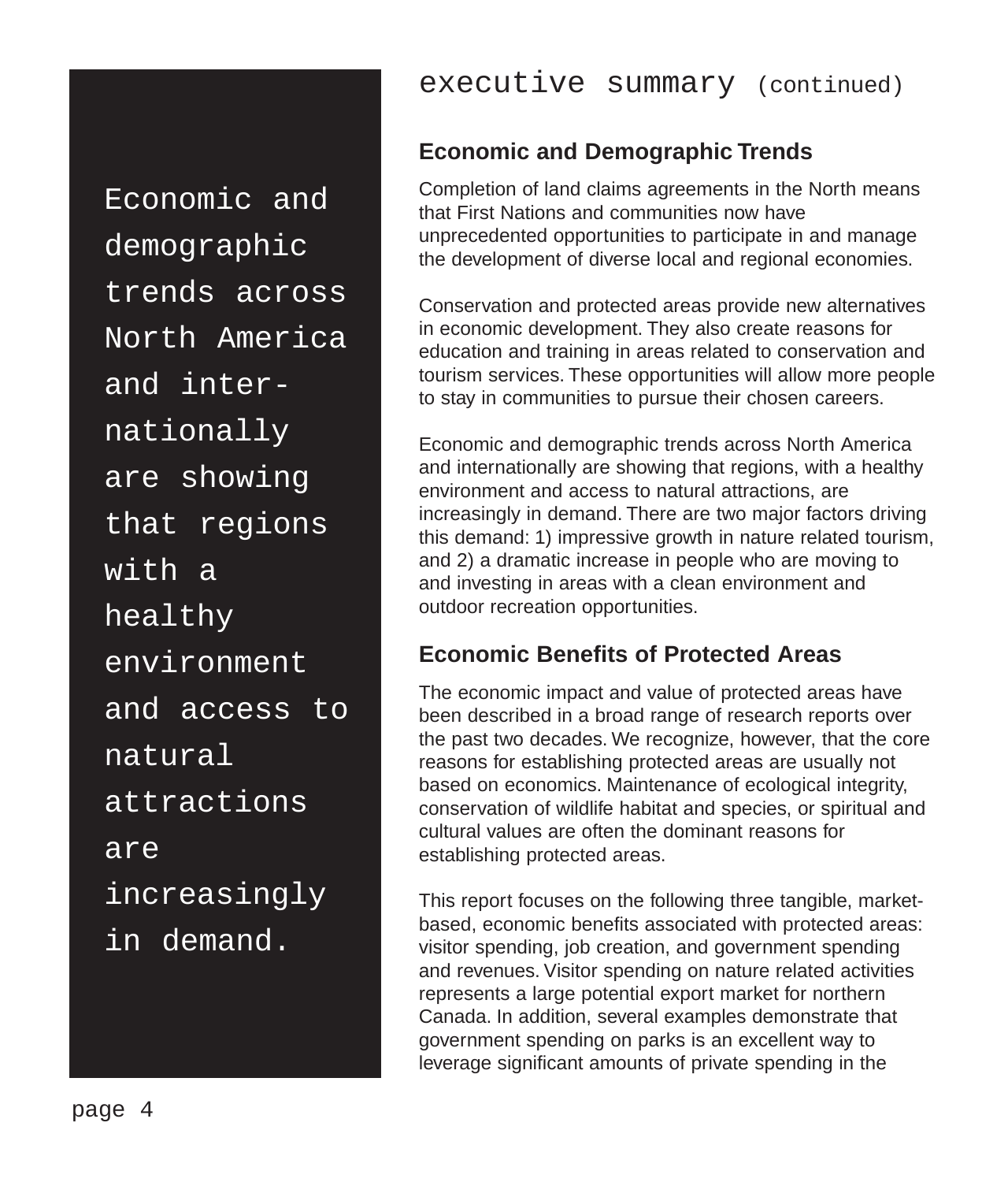# executive summary (continued)

> Economic and demographic trends across North America and inter-nationally are showing that regions with a healthy environment and access to natural attractions are increasingly in demand.

## Economic and Demographic Trends

Completion of land claims agreements in the North means that First Nations and communities now have unprecedented opportunities to participate in and manage the development of diverse local and regional economies.

Conservation and protected areas provide new alternatives in economic development. They also create reasons for education and training in areas related to conservation and tourism services. These opportunities will allow more people to stay in communities to pursue their chosen careers.

Economic and demographic trends across North America and internationally are showing that regions, with a healthy environment and access to natural attractions, are increasingly in demand. There are two major factors driving this demand: 1) impressive growth in nature related tourism, and 2) a dramatic increase in people who are moving to and investing in areas with a clean environment and outdoor recreation opportunities.

## Economic Benefits of Protected Areas

The economic impact and value of protected areas have been described in a broad range of research reports over the past two decades. We recognize, however, that the core reasons for establishing protected areas are usually not based on economics. Maintenance of ecological integrity, conservation of wildlife habitat and species, or spiritual and cultural values are often the dominant reasons for establishing protected areas.

This report focuses on the following three tangible, market-based, economic benefits associated with protected areas: visitor spending, job creation, and government spending and revenues. Visitor spending on nature related activities represents a large potential export market for northern Canada. In addition, several examples demonstrate that government spending on parks is an excellent way to leverage significant amounts of private spending in the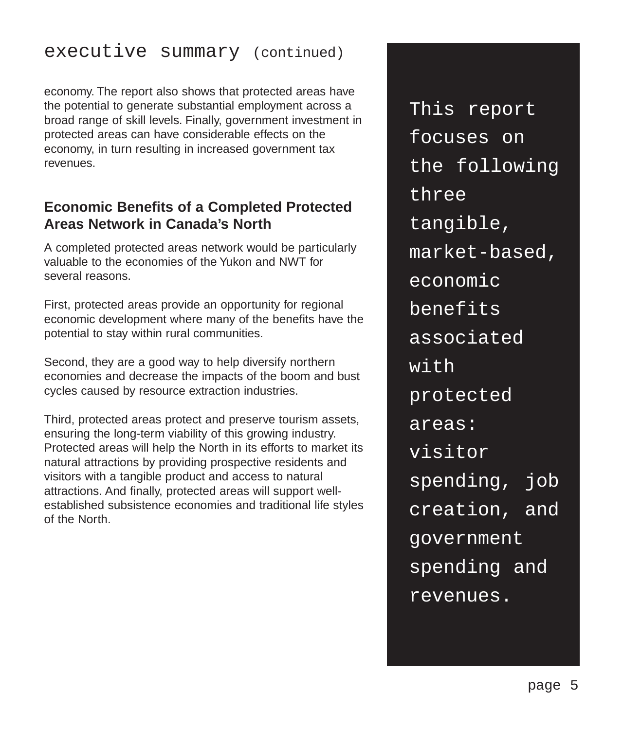economy. The report also shows that protected areas have the potential to generate substantial employment across a broad range of skill levels. Finally, government investment in protected areas can have considerable effects on the economy, in turn resulting in increased government tax revenues.

### Economic Benefits of a Completed Protected Areas Network in Canada's North

A completed protected areas network would be particularly valuable to the economies of the Yukon and NWT for several reasons.

First, protected areas provide an opportunity for regional economic development where many of the benefits have the potential to stay within rural communities.

Second, they are a good way to help diversify northern economies and decrease the impacts of the boom and bust cycles caused by resource extraction industries.

Third, protected areas protect and preserve tourism assets, ensuring the long-term viability of this growing industry. Protected areas will help the North in its efforts to market its natural attractions by providing prospective residents and visitors with a tangible product and access to natural attractions. And finally, protected areas will support well-established subsistence economies and traditional life styles of the North.

> This report focuses on the following three tangible, market-based, economic benefits associated with protected areas: visitor spending, job creation, and government spending and revenues.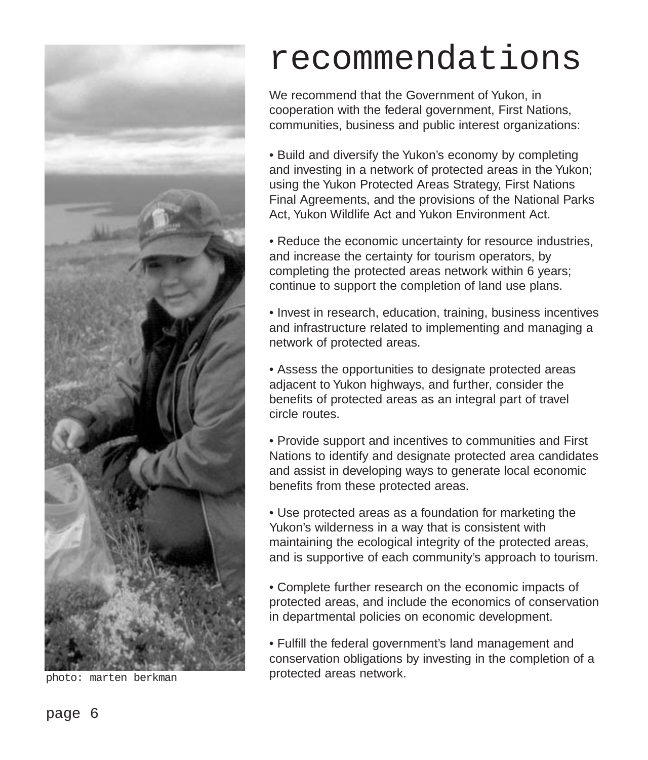# recommendations

We recommend that the Government of Yukon, in cooperation with the federal government, First Nations, communities, business and public interest organizations:

- Build and diversify the Yukon's economy by completing and investing in a network of protected areas in the Yukon; using the Yukon Protected Areas Strategy, First Nations Final Agreements, and the provisions of the National Parks Act, Yukon Wildlife Act and Yukon Environment Act.

- Reduce the economic uncertainty for resource industries, and increase the certainty for tourism operators, by completing the protected areas network within 6 years; continue to support the completion of land use plans.

- Invest in research, education, training, business incentives and infrastructure related to implementing and managing a network of protected areas.

- Assess the opportunities to designate protected areas adjacent to Yukon highways, and further, consider the benefits of protected areas as an integral part of travel circle routes.

- Provide support and incentives to communities and First Nations to identify and designate protected area candidates and assist in developing ways to generate local economic benefits from these protected areas.

- Use protected areas as a foundation for marketing the Yukon's wilderness in a way that is consistent with maintaining the ecological integrity of the protected areas, and is supportive of each community's approach to tourism.

- Complete further research on the economic impacts of protected areas, and include the economics of conservation in departmental policies on economic development.

- Fulfill the federal government's land management and conservation obligations by investing in the completion of a protected areas network.

photo: marten berkman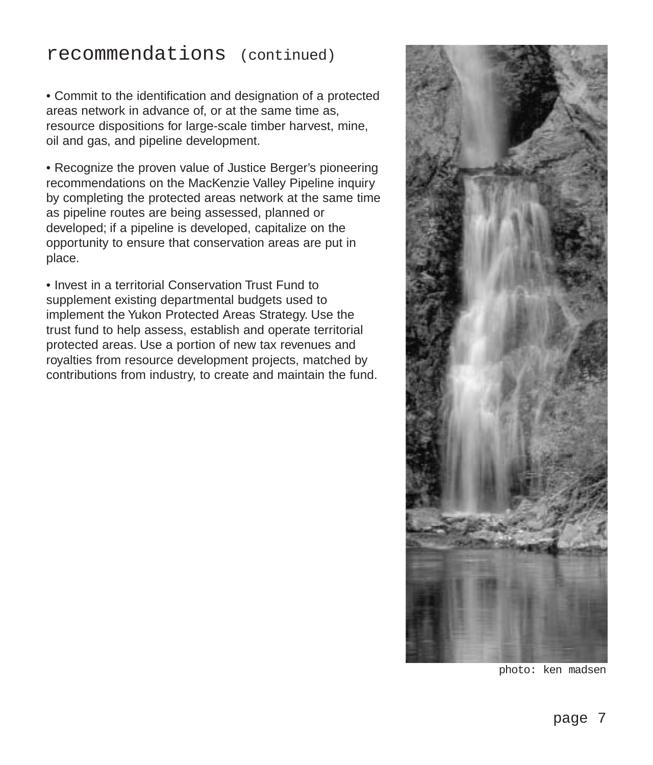## recommendations (continued)

- Commit to the identification and designation of a protected areas network in advance of, or at the same time as, resource dispositions for large-scale timber harvest, mine, oil and gas, and pipeline development.

- Recognize the proven value of Justice Berger's pioneering recommendations on the MacKenzie Valley Pipeline inquiry by completing the protected areas network at the same time as pipeline routes are being assessed, planned or developed; if a pipeline is developed, capitalize on the opportunity to ensure that conservation areas are put in place.

- Invest in a territorial Conservation Trust Fund to supplement existing departmental budgets used to implement the Yukon Protected Areas Strategy. Use the trust fund to help assess, establish and operate territorial protected areas. Use a portion of new tax revenues and royalties from resource development projects, matched by contributions from industry, to create and maintain the fund.

photo: ken madsen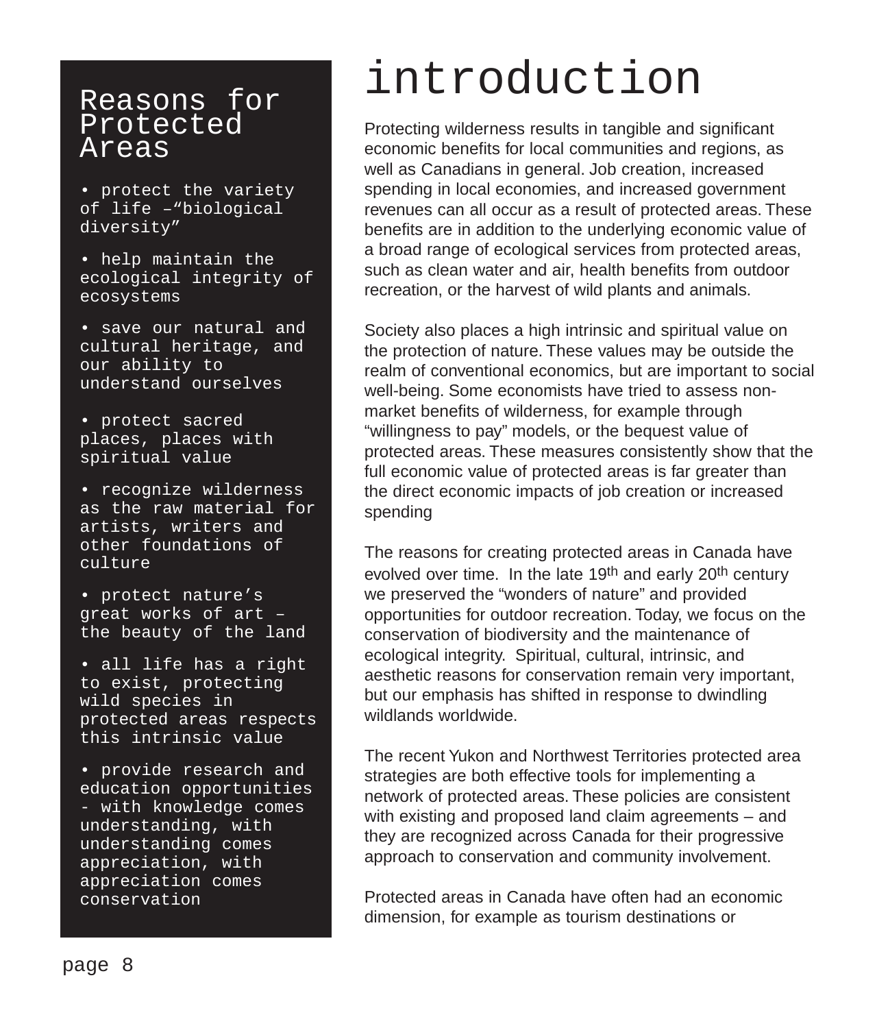# introduction

Protecting wilderness results in tangible and significant economic benefits for local communities and regions, as well as Canadians in general. Job creation, increased spending in local economies, and increased government revenues can all occur as a result of protected areas. These benefits are in addition to the underlying economic value of a broad range of ecological services from protected areas, such as clean water and air, health benefits from outdoor recreation, or the harvest of wild plants and animals.

Society also places a high intrinsic and spiritual value on the protection of nature. These values may be outside the realm of conventional economics, but are important to social well-being. Some economists have tried to assess non-market benefits of wilderness, for example through "willingness to pay" models, or the bequest value of protected areas. These measures consistently show that the full economic value of protected areas is far greater than the direct economic impacts of job creation or increased spending

The reasons for creating protected areas in Canada have evolved over time. In the late 19th and early 20th century we preserved the "wonders of nature" and provided opportunities for outdoor recreation. Today, we focus on the conservation of biodiversity and the maintenance of ecological integrity. Spiritual, cultural, intrinsic, and aesthetic reasons for conservation remain very important, but our emphasis has shifted in response to dwindling wildlands worldwide.

The recent Yukon and Northwest Territories protected area strategies are both effective tools for implementing a network of protected areas. These policies are consistent with existing and proposed land claim agreements – and they are recognized across Canada for their progressive approach to conservation and community involvement.

Protected areas in Canada have often had an economic dimension, for example as tourism destinations or

## Reasons for Protected Areas

- protect the variety of life –"biological diversity"
- help maintain the ecological integrity of ecosystems
- save our natural and cultural heritage, and our ability to understand ourselves
- protect sacred places, places with spiritual value
- recognize wilderness as the raw material for artists, writers and other foundations of culture
- protect nature's great works of art – the beauty of the land
- all life has a right to exist, protecting wild species in protected areas respects this intrinsic value
- provide research and education opportunities - with knowledge comes understanding, with understanding comes appreciation, with appreciation comes conservation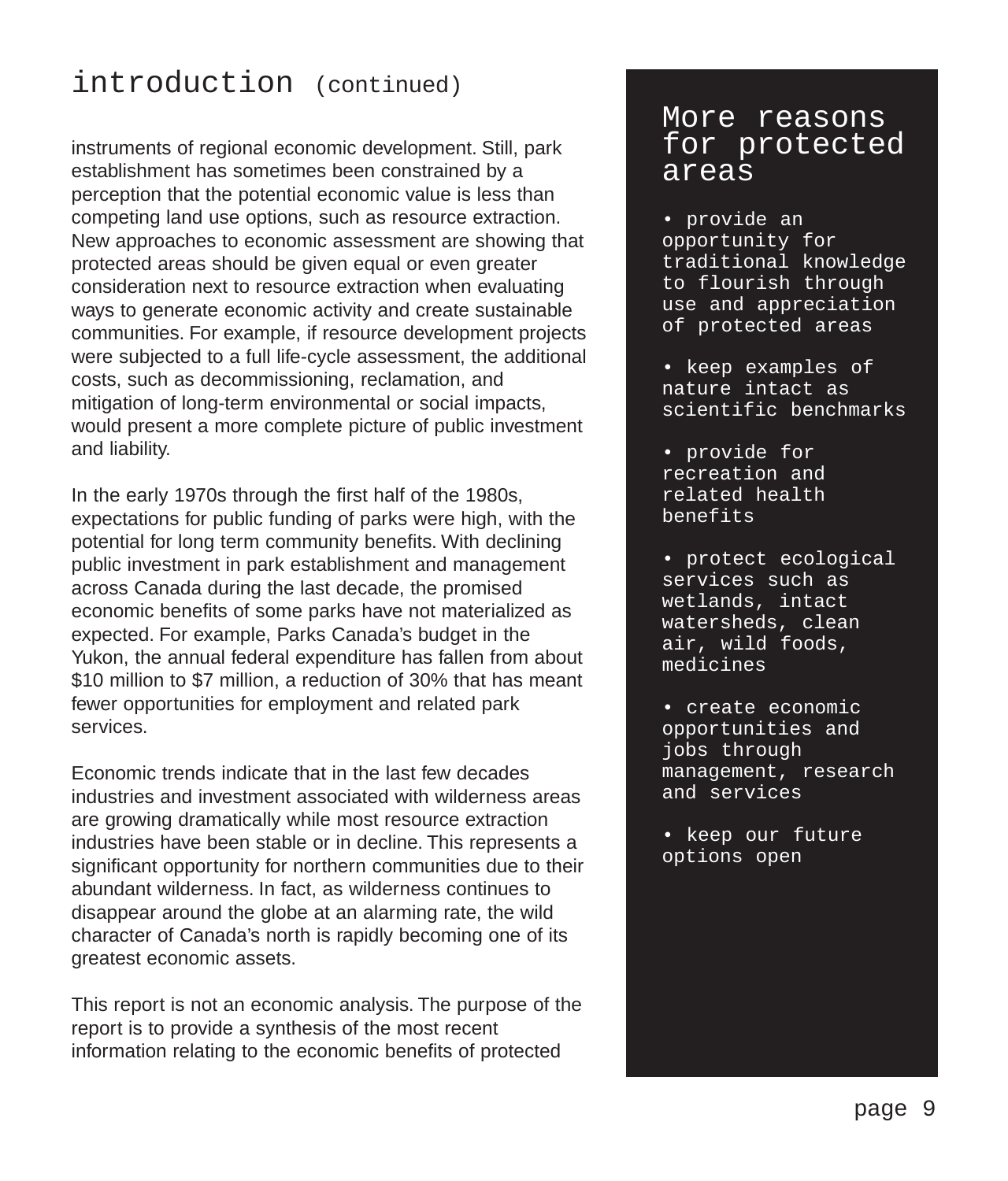## introduction (continued)

instruments of regional economic development. Still, park establishment has sometimes been constrained by a perception that the potential economic value is less than competing land use options, such as resource extraction. New approaches to economic assessment are showing that protected areas should be given equal or even greater consideration next to resource extraction when evaluating ways to generate economic activity and create sustainable communities. For example, if resource development projects were subjected to a full life-cycle assessment, the additional costs, such as decommissioning, reclamation, and mitigation of long-term environmental or social impacts, would present a more complete picture of public investment and liability.

In the early 1970s through the first half of the 1980s, expectations for public funding of parks were high, with the potential for long term community benefits. With declining public investment in park establishment and management across Canada during the last decade, the promised economic benefits of some parks have not materialized as expected. For example, Parks Canada's budget in the Yukon, the annual federal expenditure has fallen from about $10 million to $7 million, a reduction of 30% that has meant fewer opportunities for employment and related park services.

Economic trends indicate that in the last few decades industries and investment associated with wilderness areas are growing dramatically while most resource extraction industries have been stable or in decline. This represents a significant opportunity for northern communities due to their abundant wilderness. In fact, as wilderness continues to disappear around the globe at an alarming rate, the wild character of Canada's north is rapidly becoming one of its greatest economic assets.

This report is not an economic analysis. The purpose of the report is to provide a synthesis of the most recent information relating to the economic benefits of protected

### More reasons for protected areas

- provide an opportunity for traditional knowledge to flourish through use and appreciation of protected areas
- keep examples of nature intact as scientific benchmarks
- provide for recreation and related health benefits
- protect ecological services such as wetlands, intact watersheds, clean air, wild foods, medicines
- create economic opportunities and jobs through management, research and services
- keep our future options open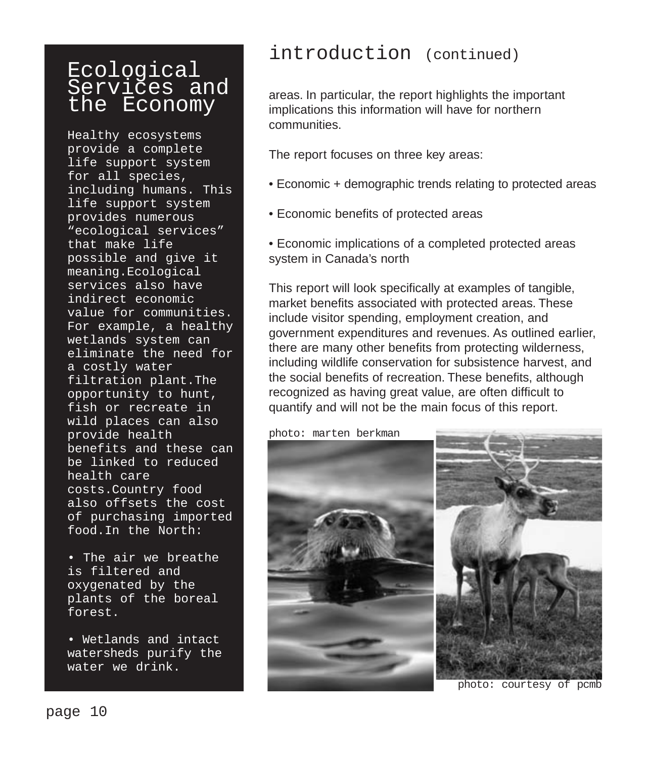## introduction (continued)

areas. In particular, the report highlights the important implications this information will have for northern communities.

The report focuses on three key areas:

- Economic + demographic trends relating to protected areas
- Economic benefits of protected areas
- Economic implications of a completed protected areas system in Canada's north

This report will look specifically at examples of tangible, market benefits associated with protected areas. These include visitor spending, employment creation, and government expenditures and revenues. As outlined earlier, there are many other benefits from protecting wilderness, including wildlife conservation for subsistence harvest, and the social benefits of recreation. These benefits, although recognized as having great value, are often difficult to quantify and will not be the main focus of this report.

photo: marten berkman

photo: courtesy of pcmb

## Ecological Services and the Economy

Healthy ecosystems provide a complete life support system for all species, including humans. This life support system provides numerous "ecological services" that make life possible and give it meaning. Ecological services also have indirect economic value for communities. For example, a healthy wetlands system can eliminate the need for a costly water filtration plant. The opportunity to hunt, fish or recreate in wild places can also provide health benefits and these can be linked to reduced health care costs. Country food also offsets the cost of purchasing imported food. In the North:

- The air we breathe is filtered and oxygenated by the plants of the boreal forest.
- Wetlands and intact watersheds purify the water we drink.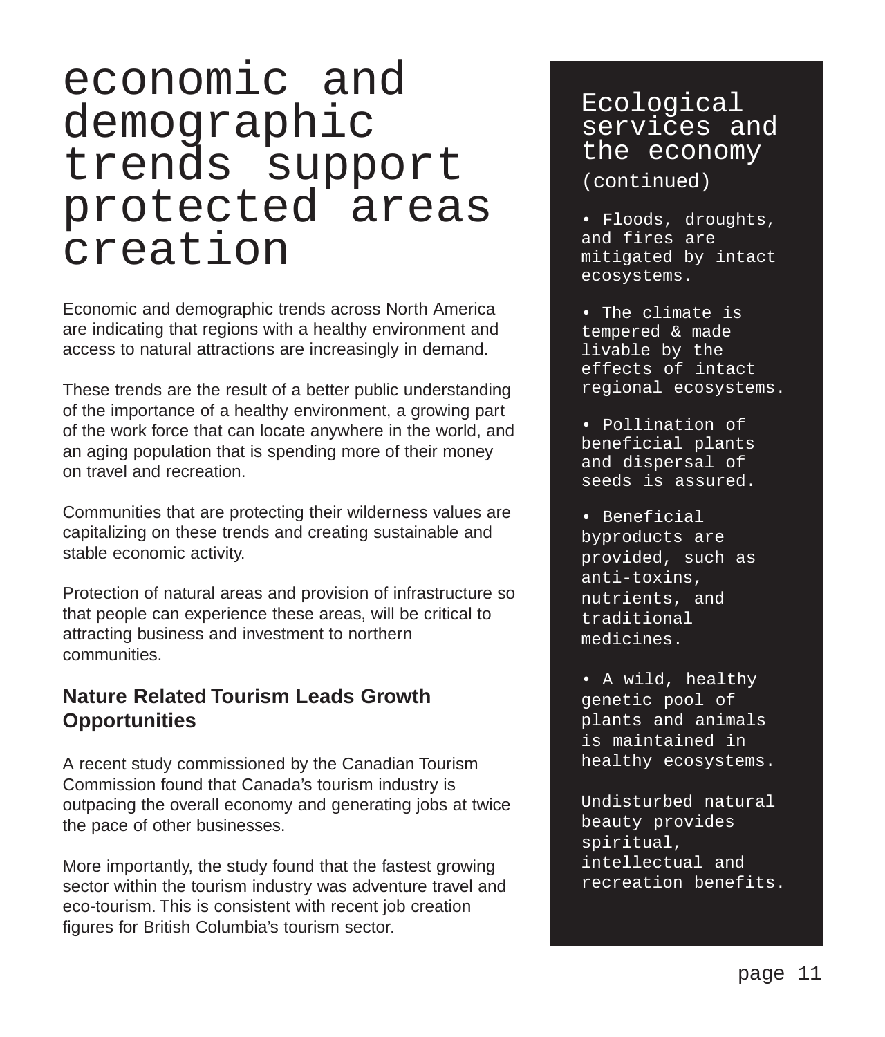# economic and demographic trends support protected areas creation

Economic and demographic trends across North America are indicating that regions with a healthy environment and access to natural attractions are increasingly in demand.

These trends are the result of a better public understanding of the importance of a healthy environment, a growing part of the work force that can locate anywhere in the world, and an aging population that is spending more of their money on travel and recreation.

Communities that are protecting their wilderness values are capitalizing on these trends and creating sustainable and stable economic activity.

Protection of natural areas and provision of infrastructure so that people can experience these areas, will be critical to attracting business and investment to northern communities.

### Nature Related Tourism Leads Growth Opportunities

A recent study commissioned by the Canadian Tourism Commission found that Canada's tourism industry is outpacing the overall economy and generating jobs at twice the pace of other businesses.

More importantly, the study found that the fastest growing sector within the tourism industry was adventure travel and eco-tourism. This is consistent with recent job creation figures for British Columbia's tourism sector.

## Ecological services and the economy

(continued)

- Floods, droughts, and fires are mitigated by intact ecosystems.
- The climate is tempered & made livable by the effects of intact regional ecosystems.
- Pollination of beneficial plants and dispersal of seeds is assured.
- Beneficial byproducts are provided, such as anti-toxins, nutrients, and traditional medicines.
- A wild, healthy genetic pool of plants and animals is maintained in healthy ecosystems.

Undisturbed natural beauty provides spiritual, intellectual and recreation benefits.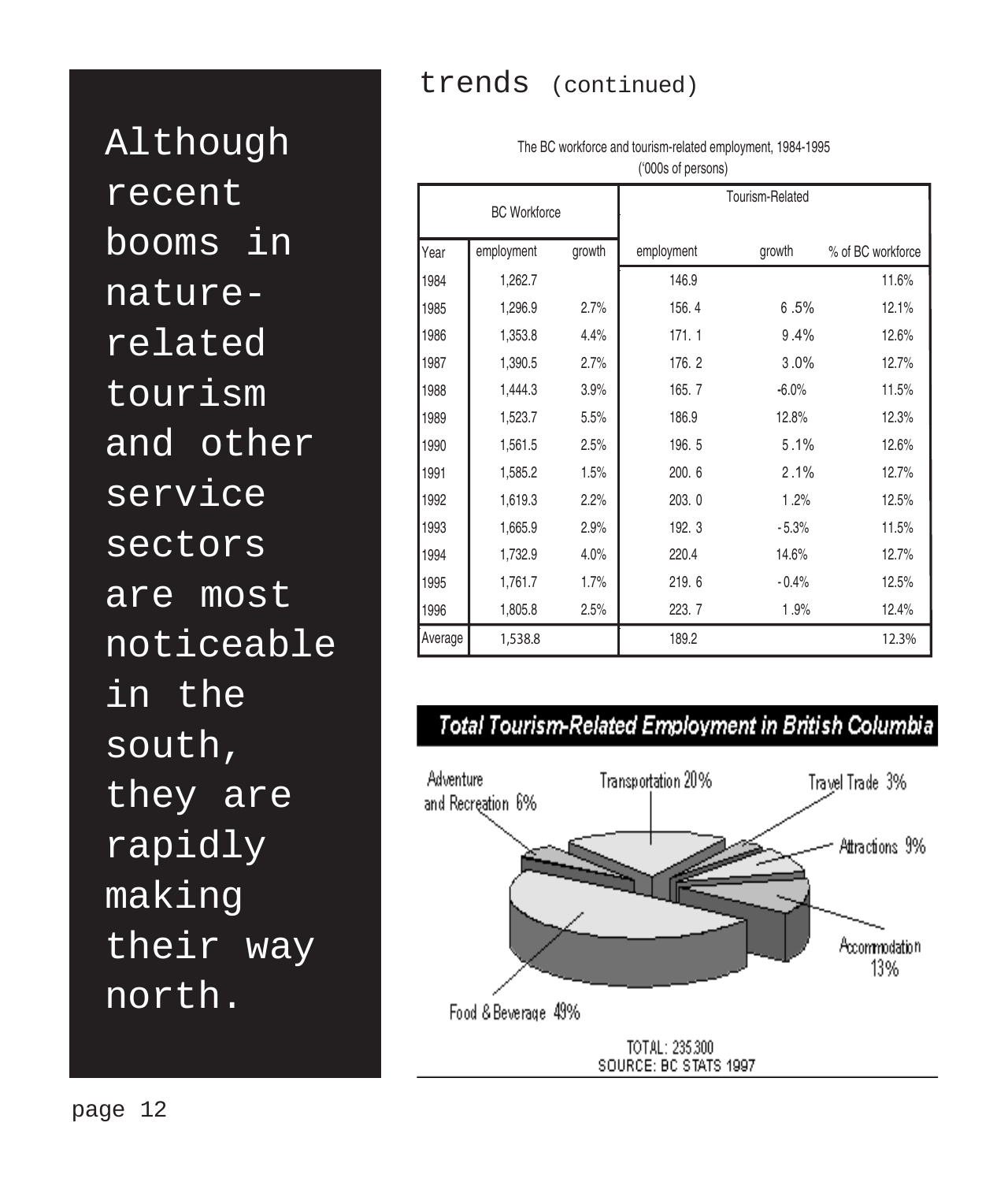## trends (continued)

Although recent booms in nature-related tourism and other service sectors are most noticeable in the south, they are rapidly making their way north.

The BC workforce and tourism-related employment, 1984-1995
('000s of persons)

| | BC Workforce | | Tourism-Related | | |
|---|---|---|---|---|---|
| Year | employment | growth | employment | growth | % of BC workforce |
| 1984 | 1,262.7 | | 146.9 | | 11.6% |
| 1985 | 1,296.9 | 2.7% | 156.4 | 6.5% | 12.1% |
| 1986 | 1,353.8 | 4.4% | 171.1 | 9.4% | 12.6% |
| 1987 | 1,390.5 | 2.7% | 176.2 | 3.0% | 12.7% |
| 1988 | 1,444.3 | 3.9% | 165.7 | -6.0% | 11.5% |
| 1989 | 1,523.7 | 5.5% | 186.9 | 12.8% | 12.3% |
| 1990 | 1,561.5 | 2.5% | 196.5 | 5.1% | 12.6% |
| 1991 | 1,585.2 | 1.5% | 200.6 | 2.1% | 12.7% |
| 1992 | 1,619.3 | 2.2% | 203.0 | 1.2% | 12.5% |
| 1993 | 1,665.9 | 2.9% | 192.3 | -5.3% | 11.5% |
| 1994 | 1,732.9 | 4.0% | 220.4 | 14.6% | 12.7% |
| 1995 | 1,761.7 | 1.7% | 219.6 | -0.4% | 12.5% |
| 1996 | 1,805.8 | 2.5% | 223.7 | 1.9% | 12.4% |
| Average | 1,538.8 | | 189.2 | | 12.3% |

**Total Tourism-Related Employment in British Columbia**

Adventure and Recreation 6%
Transportation 20%
Travel Trade 3%
Attractions 9%
Accommodation 13%
Food & Beverage 49%

TOTAL: 235,300
SOURCE: BC STATS 1997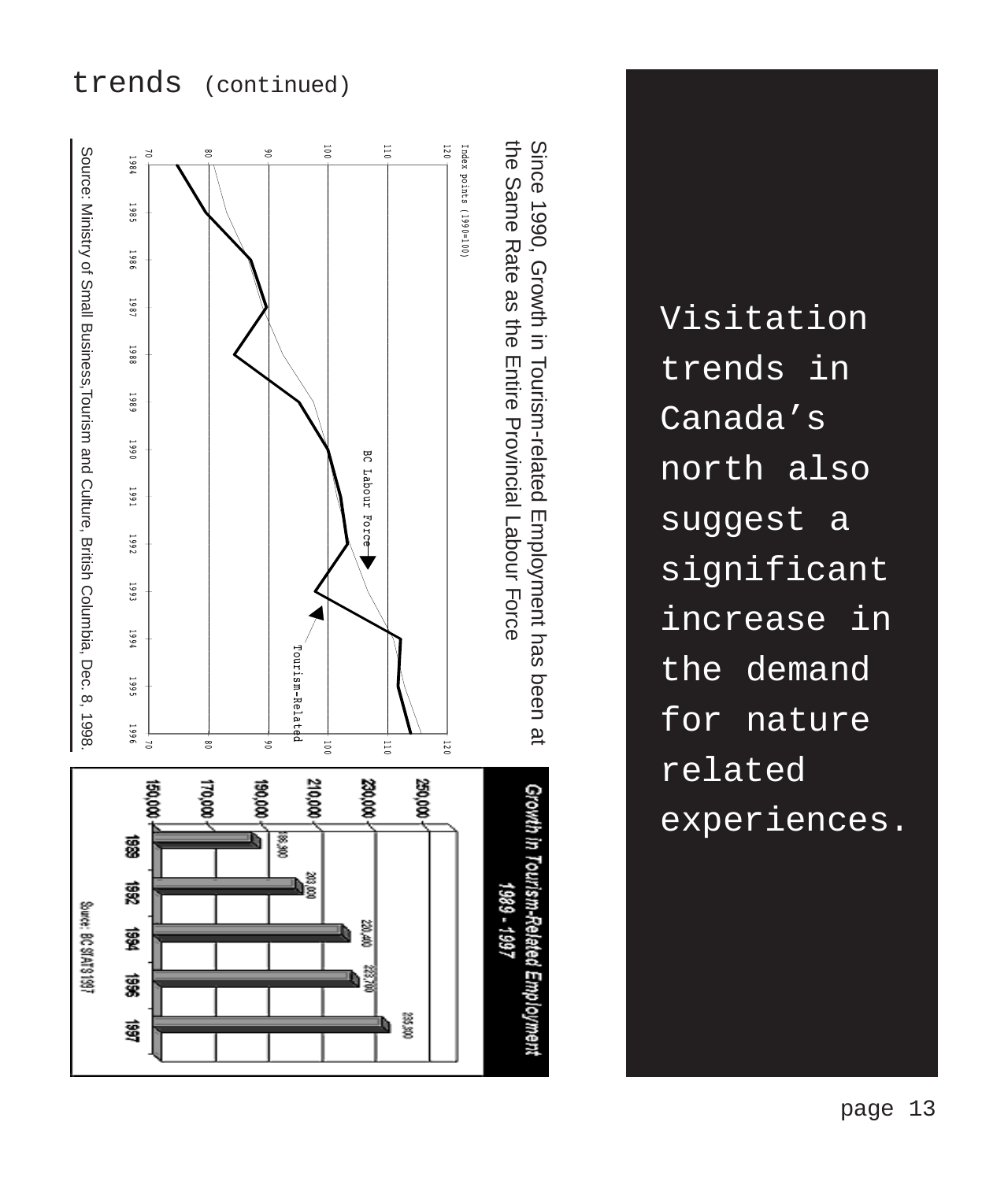# trends (continued)

Since 1990, Growth in Tourism-related Employment has been at the Same Rate as the Entire Provincial Labour Force

Index points (1990=100)

BC Labour Force

Tourism-Related

Source: Ministry of Small Business,Tourism and Culture, British Columbia, Dec. 8, 1998.

**Growth in Tourism-Related Employment 1989 - 1997**

| Year | Employment |
|---|---|
| 1989 | 186,900 |
| 1992 | 203,000 |
| 1994 | 220,400 |
| 1996 | 223,700 |
| 1997 | 235,900 |

Source: BC STATS 1997

Visitation trends in Canada's north also suggest a significant increase in the demand for nature related experiences.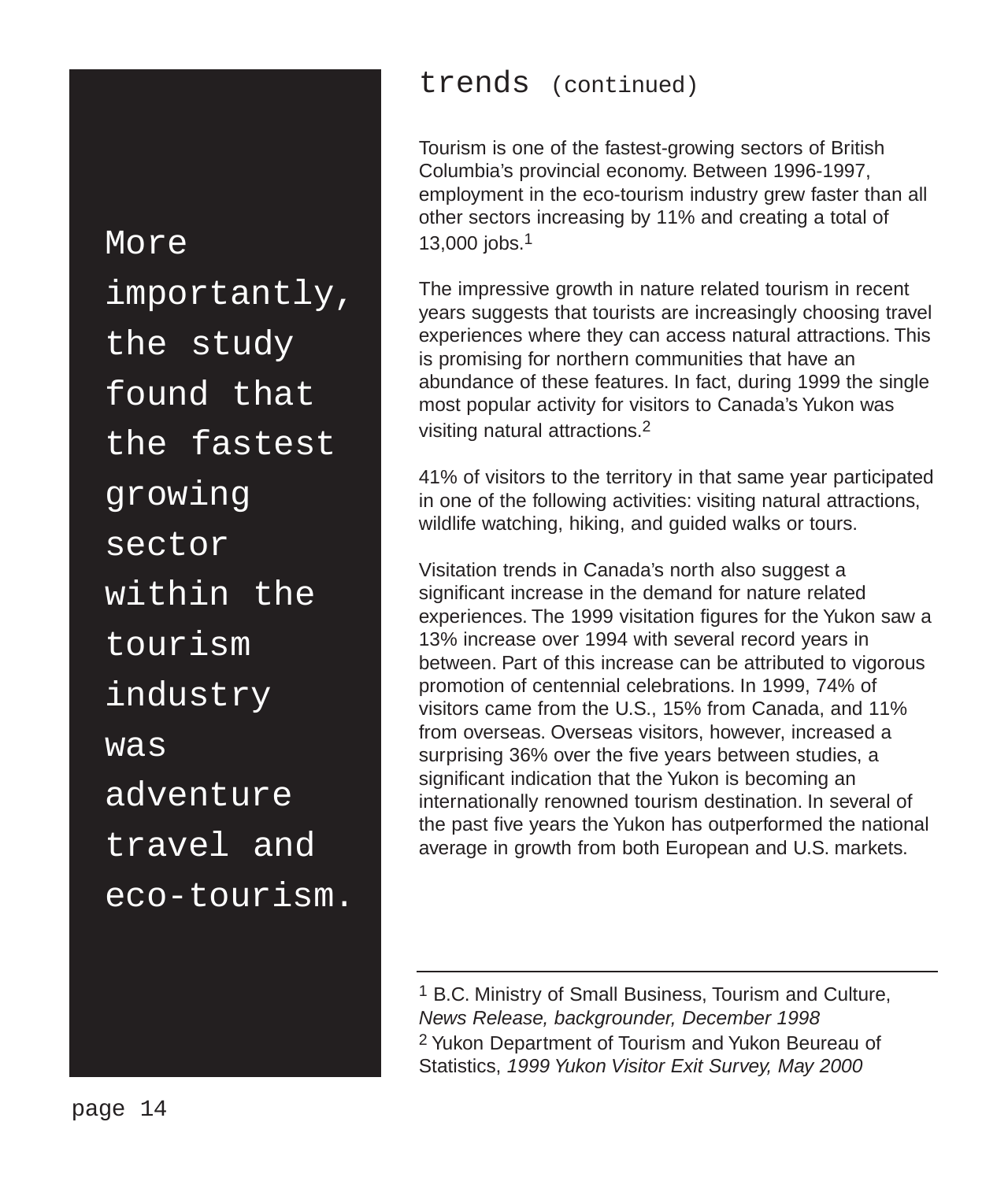> More importantly, the study found that the fastest growing sector within the tourism industry was adventure travel and eco-tourism.

## trends (continued)

Tourism is one of the fastest-growing sectors of British Columbia's provincial economy. Between 1996-1997, employment in the eco-tourism industry grew faster than all other sectors increasing by 11% and creating a total of 13,000 jobs.[1]

The impressive growth in nature related tourism in recent years suggests that tourists are increasingly choosing travel experiences where they can access natural attractions. This is promising for northern communities that have an abundance of these features. In fact, during 1999 the single most popular activity for visitors to Canada's Yukon was visiting natural attractions.[2]

41% of visitors to the territory in that same year participated in one of the following activities: visiting natural attractions, wildlife watching, hiking, and guided walks or tours.

Visitation trends in Canada's north also suggest a significant increase in the demand for nature related experiences. The 1999 visitation figures for the Yukon saw a 13% increase over 1994 with several record years in between. Part of this increase can be attributed to vigorous promotion of centennial celebrations. In 1999, 74% of visitors came from the U.S., 15% from Canada, and 11% from overseas. Overseas visitors, however, increased a surprising 36% over the five years between studies, a significant indication that the Yukon is becoming an internationally renowned tourism destination. In several of the past five years the Yukon has outperformed the national average in growth from both European and U.S. markets.

---

[1] B.C. Ministry of Small Business, Tourism and Culture, *News Release, backgrounder, December 1998*

[2] Yukon Department of Tourism and Yukon Beureau of Statistics, *1999 Yukon Visitor Exit Survey, May 2000*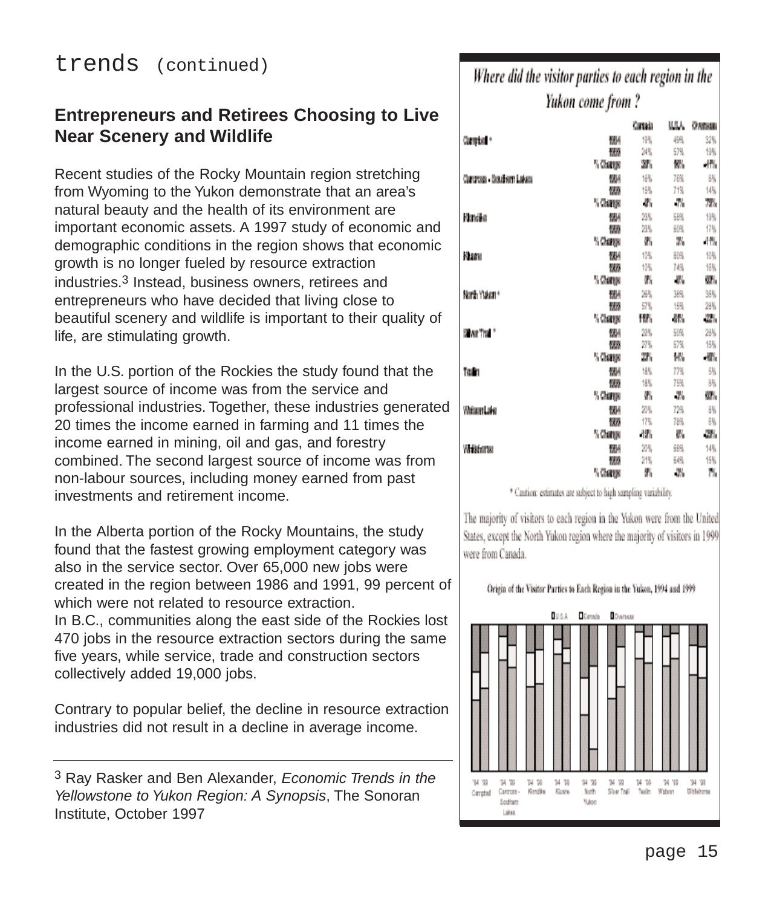# trends (continued)

## Entrepreneurs and Retirees Choosing to Live Near Scenery and Wildlife

Recent studies of the Rocky Mountain region stretching from Wyoming to the Yukon demonstrate that an area's natural beauty and the health of its environment are important economic assets. A 1997 study of economic and demographic conditions in the region shows that economic growth is no longer fueled by resource extraction industries.[3] Instead, business owners, retirees and entrepreneurs who have decided that living close to beautiful scenery and wildlife is important to their quality of life, are stimulating growth.

In the U.S. portion of the Rockies the study found that the largest source of income was from the service and professional industries. Together, these industries generated 20 times the income earned in farming and 11 times the income earned in mining, oil and gas, and forestry combined. The second largest source of income was from non-labour sources, including money earned from past investments and retirement income.

In the Alberta portion of the Rocky Mountains, the study found that the fastest growing employment category was also in the service sector. Over 65,000 new jobs were created in the region between 1986 and 1991, 99 percent of which were not related to resource extraction. In B.C., communities along the east side of the Rockies lost 470 jobs in the resource extraction sectors during the same five years, while service, trade and construction sectors collectively added 19,000 jobs.

Contrary to popular belief, the decline in resource extraction industries did not result in a decline in average income.

*Where did the visitor parties to each region in the Yukon come from ?*

| Region | Year | Canada | U.S.A. | Overseas |
|---|---|---|---|---|
| Campbell * | 1994 | 19% | 49% | 32% |
| | 1999 | 24% | 57% | 19% |
| | % Change | 26% | 16% | -41% |
| Carcross - Southern Lakes | 1994 | 16% | 78% | 6% |
| | 1999 | 15% | 71% | 14% |
| | % Change | -6% | -9% | 133% |
| Klondike | 1994 | 23% | 58% | 19% |
| | 1999 | 23% | 60% | 17% |
| | % Change | 0% | 3% | -11% |
| Kluane | 1994 | 10% | 80% | 10% |
| | 1999 | 10% | 74% | 16% |
| | % Change | 0% | -8% | 60% |
| North Yukon * | 1994 | 26% | 38% | 36% |
| | 1999 | 57% | 15% | 28% |
| | % Change | 119% | -61% | -22% |
| Silver Trail * | 1994 | 22% | 50% | 28% |
| | 1999 | 27% | 57% | 16% |
| | % Change | 23% | 14% | -43% |
| Teslin | 1994 | 18% | 77% | 5% |
| | 1999 | 18% | 75% | 8% |
| | % Change | 0% | -3% | 60% |
| Watson Lake | 1994 | 20% | 72% | 8% |
| | 1999 | 17% | 78% | 6% |
| | % Change | -15% | 8% | -25% |
| Whitehorse | 1994 | 20% | 66% | 14% |
| | 1999 | 21% | 64% | 15% |
| | % Change | 5% | -3% | 7% |

\* Caution: estimates are subject to high sampling variability.

The majority of visitors to each region in the Yukon were from the United States, except the North Yukon region where the majority of visitors in 1999 were from Canada.

Origin of the Visitor Parties to Each Region in the Yukon, 1994 and 1999

---

[3] Ray Rasker and Ben Alexander, *Economic Trends in the Yellowstone to Yukon Region: A Synopsis*, The Sonoran Institute, October 1997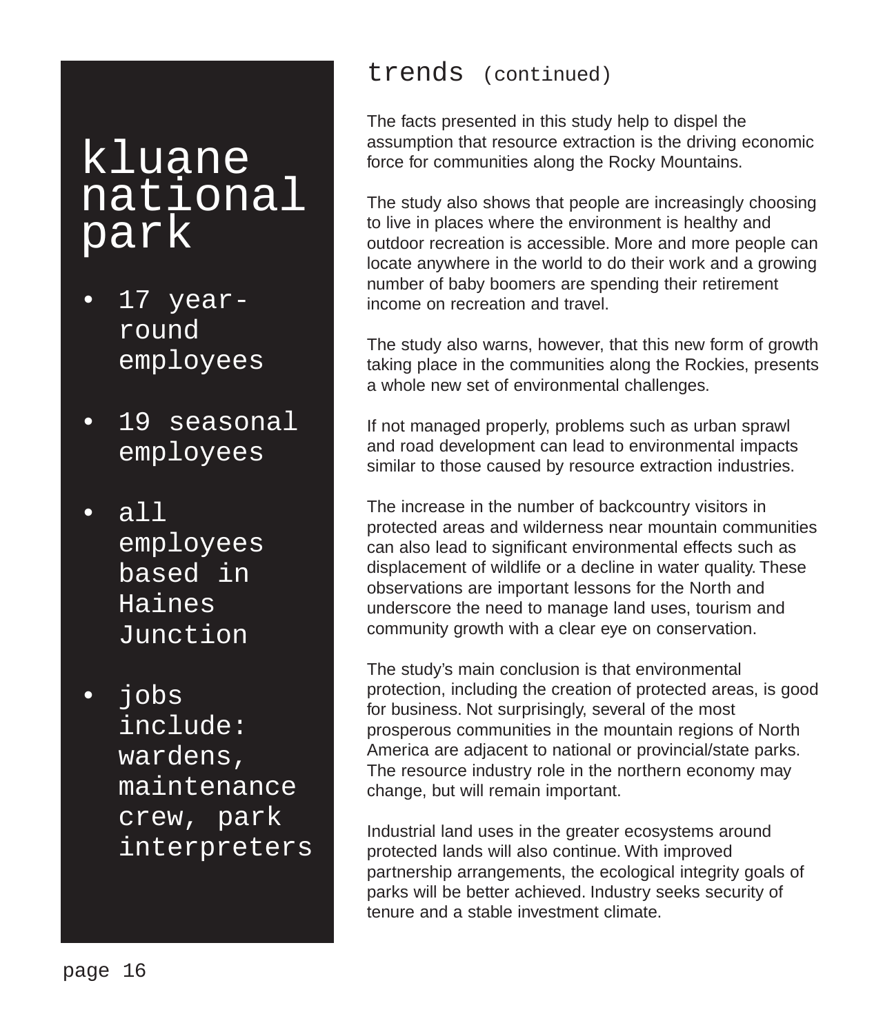## kluane national park

- 17 year-round employees
- 19 seasonal employees
- all employees based in Haines Junction
- jobs include: wardens, maintenance crew, park interpreters

## trends (continued)

The facts presented in this study help to dispel the assumption that resource extraction is the driving economic force for communities along the Rocky Mountains.

The study also shows that people are increasingly choosing to live in places where the environment is healthy and outdoor recreation is accessible. More and more people can locate anywhere in the world to do their work and a growing number of baby boomers are spending their retirement income on recreation and travel.

The study also warns, however, that this new form of growth taking place in the communities along the Rockies, presents a whole new set of environmental challenges.

If not managed properly, problems such as urban sprawl and road development can lead to environmental impacts similar to those caused by resource extraction industries.

The increase in the number of backcountry visitors in protected areas and wilderness near mountain communities can also lead to significant environmental effects such as displacement of wildlife or a decline in water quality. These observations are important lessons for the North and underscore the need to manage land uses, tourism and community growth with a clear eye on conservation.

The study's main conclusion is that environmental protection, including the creation of protected areas, is good for business. Not surprisingly, several of the most prosperous communities in the mountain regions of North America are adjacent to national or provincial/state parks. The resource industry role in the northern economy may change, but will remain important.

Industrial land uses in the greater ecosystems around protected lands will also continue. With improved partnership arrangements, the ecological integrity goals of parks will be better achieved. Industry seeks security of tenure and a stable investment climate.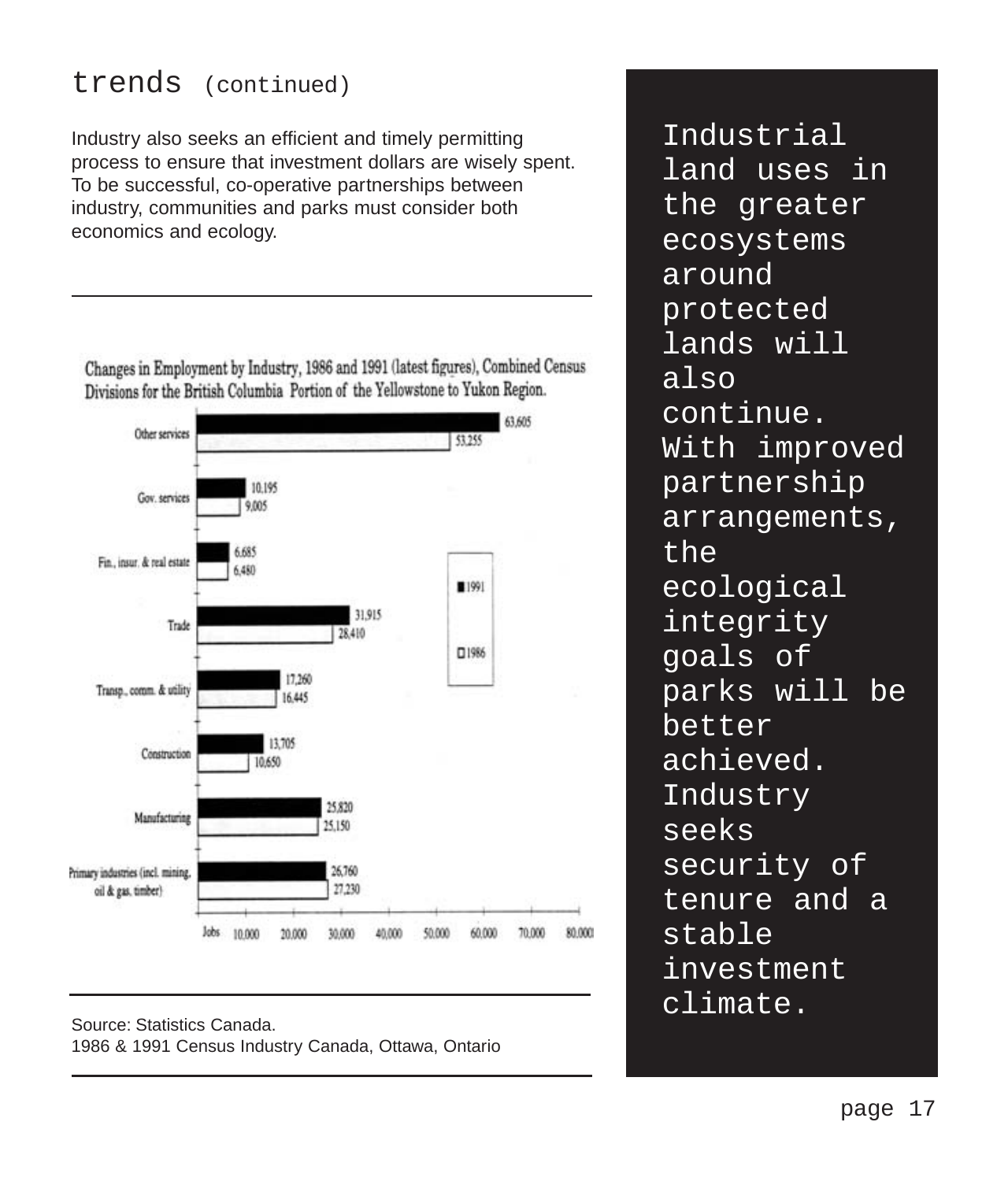## trends (continued)

Industry also seeks an efficient and timely permitting process to ensure that investment dollars are wisely spent. To be successful, co-operative partnerships between industry, communities and parks must consider both economics and ecology.

**Changes in Employment by Industry, 1986 and 1991 (latest figures), Combined Census Divisions for the British Columbia Portion of the Yellowstone to Yukon Region.**

| Industry | 1991 | 1986 |
|---|---|---|
| Other services | 63,605 | 53,255 |
| Gov. services | 10,195 | 9,005 |
| Fin., insur. & real estate | 6,685 | 6,480 |
| Trade | 31,915 | 28,410 |
| Transp., comm. & utility | 17,260 | 16,445 |
| Construction | 13,705 | 10,650 |
| Manufacturing | 25,820 | 25,150 |
| Primary industries (incl. mining, oil & gas, timber) | 26,760 | 27,230 |

Source: Statistics Canada.
1986 & 1991 Census Industry Canada, Ottawa, Ontario

Industrial land uses in the greater ecosystems around protected lands will also continue. With improved partnership arrangements, the ecological integrity goals of parks will be better achieved. Industry seeks security of tenure and a stable investment climate.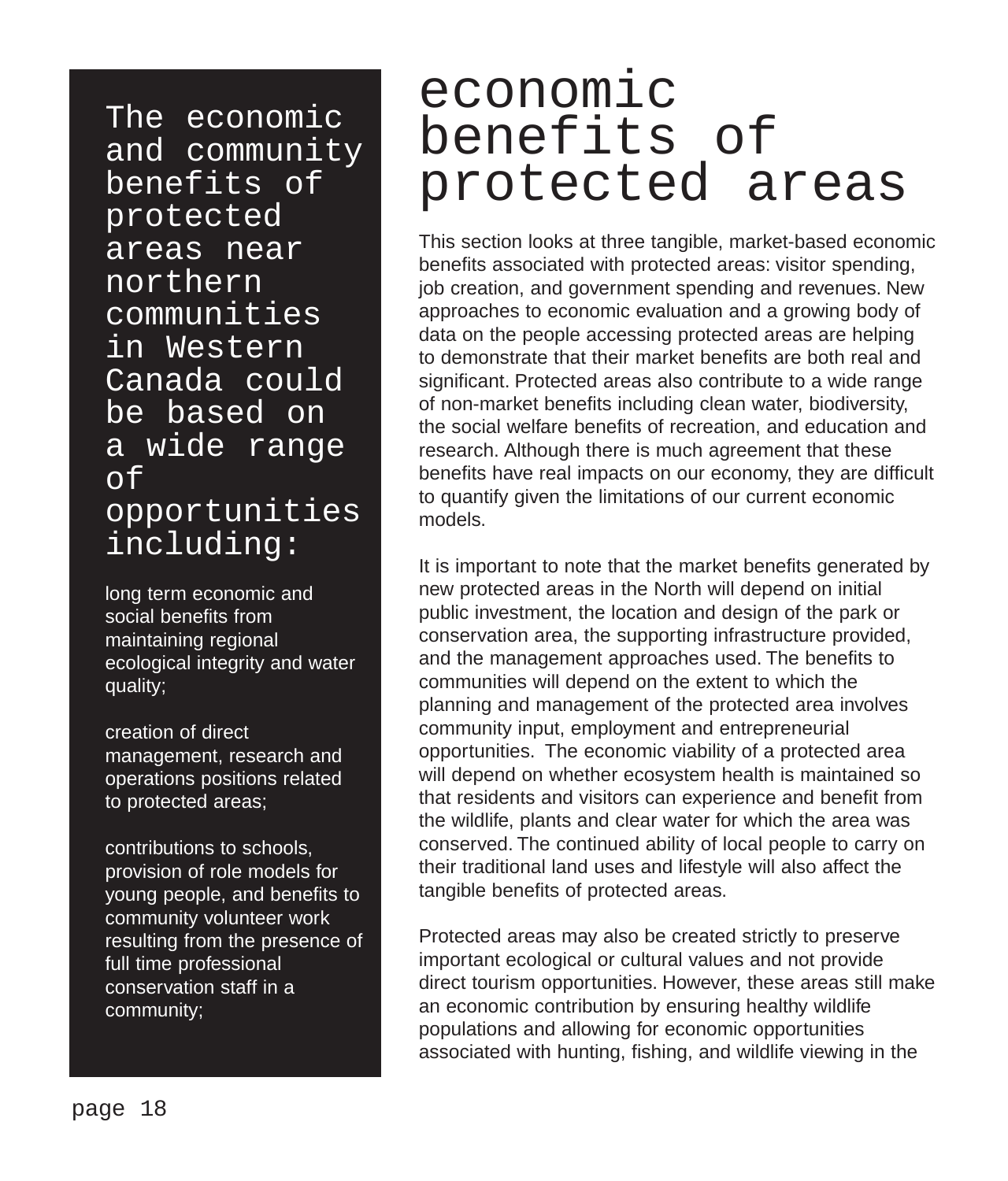The economic and community benefits of protected areas near northern communities in Western Canada could be based on a wide range of opportunities including:

long term economic and social benefits from maintaining regional ecological integrity and water quality;

creation of direct management, research and operations positions related to protected areas;

contributions to schools, provision of role models for young people, and benefits to community volunteer work resulting from the presence of full time professional conservation staff in a community;

# economic benefits of protected areas

This section looks at three tangible, market-based economic benefits associated with protected areas: visitor spending, job creation, and government spending and revenues. New approaches to economic evaluation and a growing body of data on the people accessing protected areas are helping to demonstrate that their market benefits are both real and significant. Protected areas also contribute to a wide range of non-market benefits including clean water, biodiversity, the social welfare benefits of recreation, and education and research. Although there is much agreement that these benefits have real impacts on our economy, they are difficult to quantify given the limitations of our current economic models.

It is important to note that the market benefits generated by new protected areas in the North will depend on initial public investment, the location and design of the park or conservation area, the supporting infrastructure provided, and the management approaches used. The benefits to communities will depend on the extent to which the planning and management of the protected area involves community input, employment and entrepreneurial opportunities. The economic viability of a protected area will depend on whether ecosystem health is maintained so that residents and visitors can experience and benefit from the wildlife, plants and clear water for which the area was conserved. The continued ability of local people to carry on their traditional land uses and lifestyle will also affect the tangible benefits of protected areas.

Protected areas may also be created strictly to preserve important ecological or cultural values and not provide direct tourism opportunities. However, these areas still make an economic contribution by ensuring healthy wildlife populations and allowing for economic opportunities associated with hunting, fishing, and wildlife viewing in the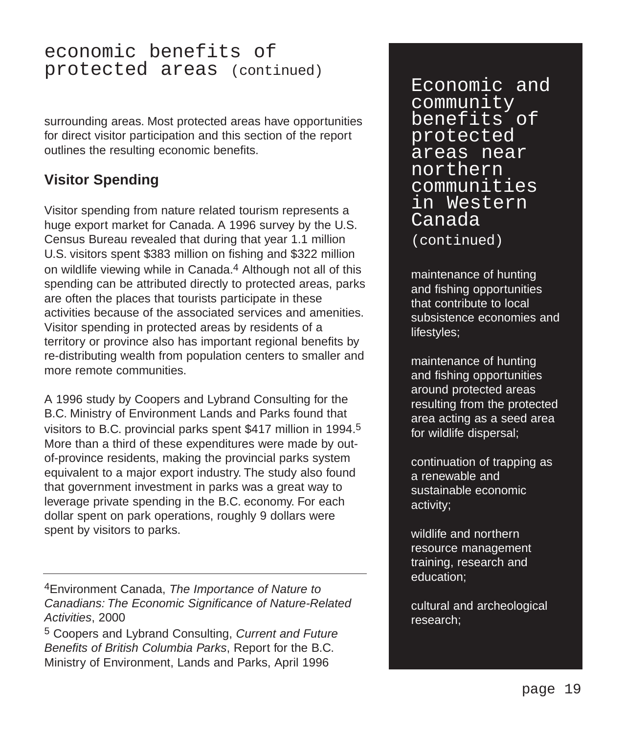# economic benefits of protected areas (continued)

surrounding areas. Most protected areas have opportunities for direct visitor participation and this section of the report outlines the resulting economic benefits.

## Visitor Spending

Visitor spending from nature related tourism represents a huge export market for Canada. A 1996 survey by the U.S. Census Bureau revealed that during that year 1.1 million U.S. visitors spent $383 million on fishing and $322 million on wildlife viewing while in Canada.[4] Although not all of this spending can be attributed directly to protected areas, parks are often the places that tourists participate in these activities because of the associated services and amenities. Visitor spending in protected areas by residents of a territory or province also has important regional benefits by re-distributing wealth from population centers to smaller and more remote communities.

A 1996 study by Coopers and Lybrand Consulting for the B.C. Ministry of Environment Lands and Parks found that visitors to B.C. provincial parks spent $417 million in 1994.[5] More than a third of these expenditures were made by out-of-province residents, making the provincial parks system equivalent to a major export industry. The study also found that government investment in parks was a great way to leverage private spending in the B.C. economy. For each dollar spent on park operations, roughly 9 dollars were spent by visitors to parks.

---

[4]Environment Canada, *The Importance of Nature to Canadians: The Economic Significance of Nature-Related Activities*, 2000

[5] Coopers and Lybrand Consulting, *Current and Future Benefits of British Columbia Parks*, Report for the B.C. Ministry of Environment, Lands and Parks, April 1996

## Economic and community benefits of protected areas near northern communities in Western Canada (continued)

maintenance of hunting and fishing opportunities that contribute to local subsistence economies and lifestyles;

maintenance of hunting and fishing opportunities around protected areas resulting from the protected area acting as a seed area for wildlife dispersal;

continuation of trapping as a renewable and sustainable economic activity;

wildlife and northern resource management training, research and education;

cultural and archeological research;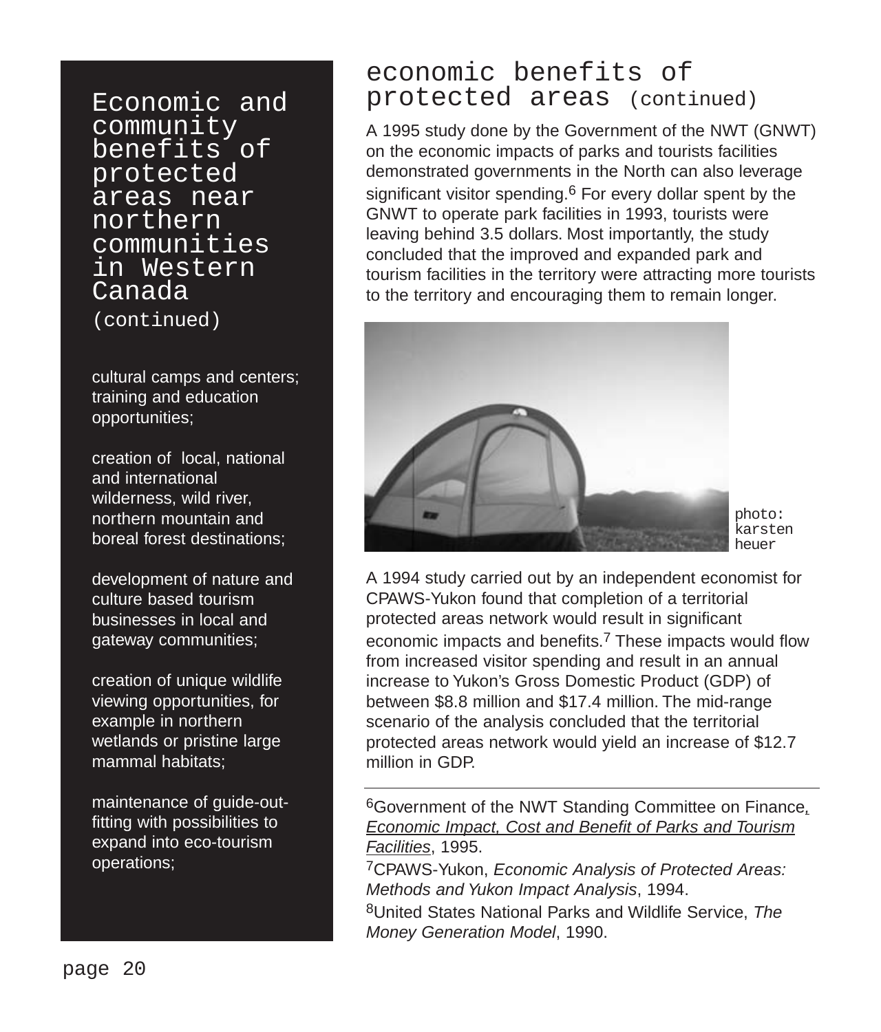## Economic and community benefits of protected areas near northern communities in Western Canada (continued)

cultural camps and centers; training and education opportunities;

creation of local, national and international wilderness, wild river, northern mountain and boreal forest destinations;

development of nature and culture based tourism businesses in local and gateway communities;

creation of unique wildlife viewing opportunities, for example in northern wetlands or pristine large mammal habitats;

maintenance of guide-out-fitting with possibilities to expand into eco-tourism operations;

## economic benefits of protected areas (continued)

A 1995 study done by the Government of the NWT (GNWT) on the economic impacts of parks and tourists facilities demonstrated governments in the North can also leverage significant visitor spending.[6] For every dollar spent by the GNWT to operate park facilities in 1993, tourists were leaving behind 3.5 dollars. Most importantly, the study concluded that the improved and expanded park and tourism facilities in the territory were attracting more tourists to the territory and encouraging them to remain longer.

photo: karsten heuer

A 1994 study carried out by an independent economist for CPAWS-Yukon found that completion of a territorial protected areas network would result in significant economic impacts and benefits.[7] These impacts would flow from increased visitor spending and result in an annual increase to Yukon's Gross Domestic Product (GDP) of between $8.8 million and $17.4 million. The mid-range scenario of the analysis concluded that the territorial protected areas network would yield an increase of $12.7 million in GDP.

---

[6]Government of the NWT Standing Committee on Finance, *Economic Impact, Cost and Benefit of Parks and Tourism Facilities*, 1995.

[7]CPAWS-Yukon, *Economic Analysis of Protected Areas: Methods and Yukon Impact Analysis*, 1994.

[8]United States National Parks and Wildlife Service, *The Money Generation Model*, 1990.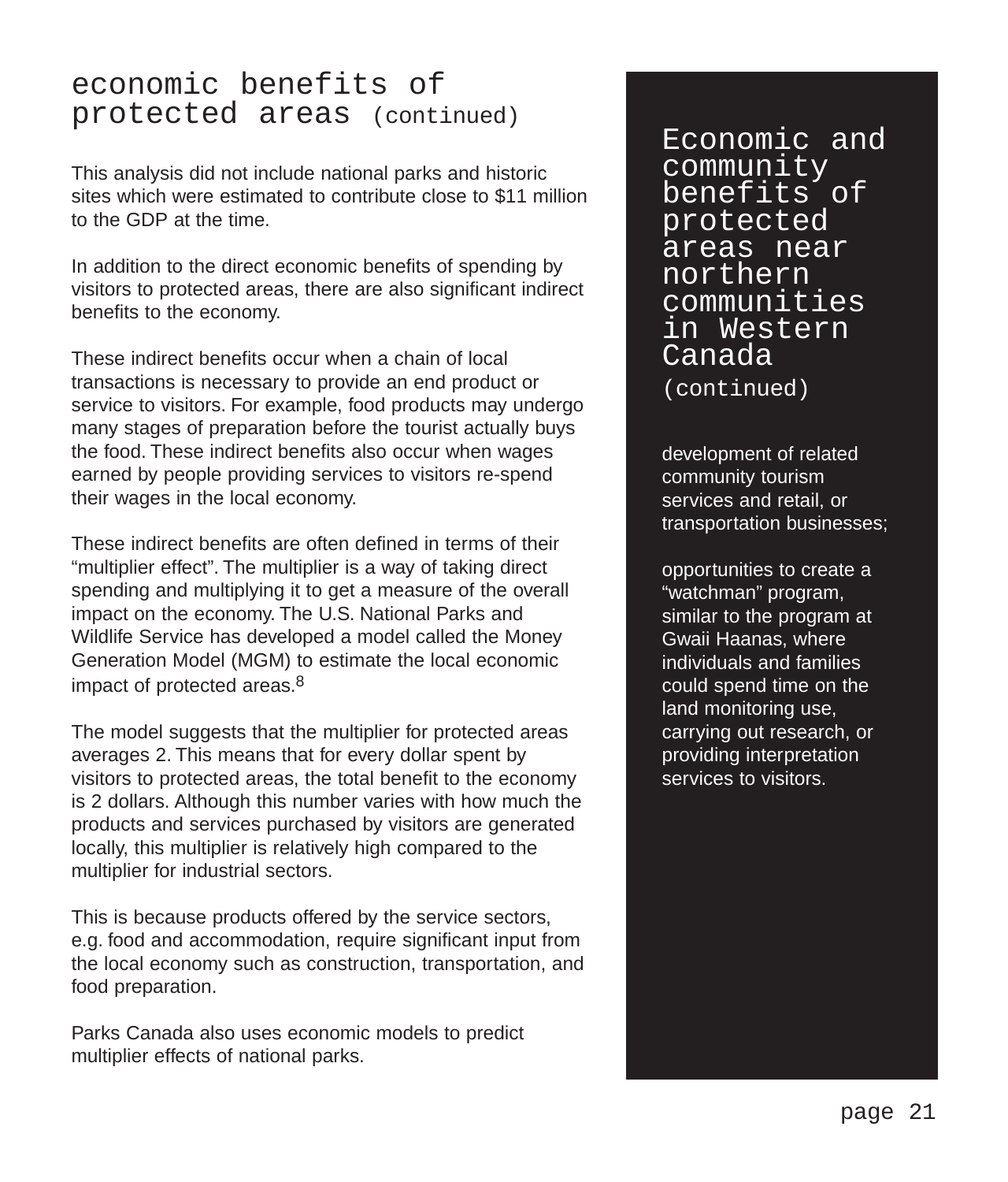## economic benefits of protected areas (continued)

This analysis did not include national parks and historic sites which were estimated to contribute close to $11 million to the GDP at the time.

In addition to the direct economic benefits of spending by visitors to protected areas, there are also significant indirect benefits to the economy.

These indirect benefits occur when a chain of local transactions is necessary to provide an end product or service to visitors. For example, food products may undergo many stages of preparation before the tourist actually buys the food. These indirect benefits also occur when wages earned by people providing services to visitors re-spend their wages in the local economy.

These indirect benefits are often defined in terms of their "multiplier effect". The multiplier is a way of taking direct spending and multiplying it to get a measure of the overall impact on the economy. The U.S. National Parks and Wildlife Service has developed a model called the Money Generation Model (MGM) to estimate the local economic impact of protected areas.[8]

The model suggests that the multiplier for protected areas averages 2. This means that for every dollar spent by visitors to protected areas, the total benefit to the economy is 2 dollars. Although this number varies with how much the products and services purchased by visitors are generated locally, this multiplier is relatively high compared to the multiplier for industrial sectors.

This is because products offered by the service sectors, e.g. food and accommodation, require significant input from the local economy such as construction, transportation, and food preparation.

Parks Canada also uses economic models to predict multiplier effects of national parks.

## Economic and community benefits of protected areas near northern communities in Western Canada (continued)

development of related community tourism services and retail, or transportation businesses;

opportunities to create a "watchman" program, similar to the program at Gwaii Haanas, where individuals and families could spend time on the land monitoring use, carrying out research, or providing interpretation services to visitors.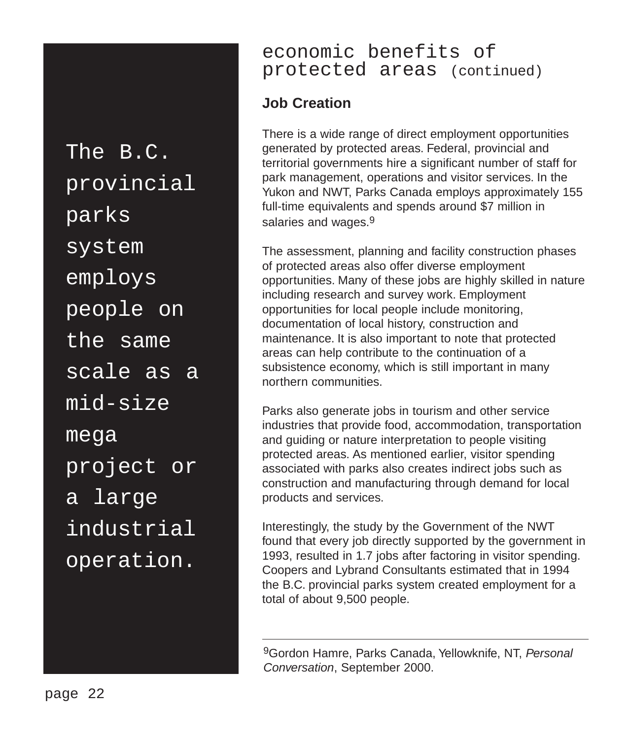> The B.C. provincial parks system employs people on the same scale as a mid-size mega project or a large industrial operation.

## economic benefits of protected areas (continued)

### Job Creation

There is a wide range of direct employment opportunities generated by protected areas. Federal, provincial and territorial governments hire a significant number of staff for park management, operations and visitor services. In the Yukon and NWT, Parks Canada employs approximately 155 full-time equivalents and spends around $7 million in salaries and wages.[9]

The assessment, planning and facility construction phases of protected areas also offer diverse employment opportunities. Many of these jobs are highly skilled in nature including research and survey work. Employment opportunities for local people include monitoring, documentation of local history, construction and maintenance. It is also important to note that protected areas can help contribute to the continuation of a subsistence economy, which is still important in many northern communities.

Parks also generate jobs in tourism and other service industries that provide food, accommodation, transportation and guiding or nature interpretation to people visiting protected areas. As mentioned earlier, visitor spending associated with parks also creates indirect jobs such as construction and manufacturing through demand for local products and services.

Interestingly, the study by the Government of the NWT found that every job directly supported by the government in 1993, resulted in 1.7 jobs after factoring in visitor spending. Coopers and Lybrand Consultants estimated that in 1994 the B.C. provincial parks system created employment for a total of about 9,500 people.

---

[9] Gordon Hamre, Parks Canada, Yellowknife, NT, *Personal Conversation*, September 2000.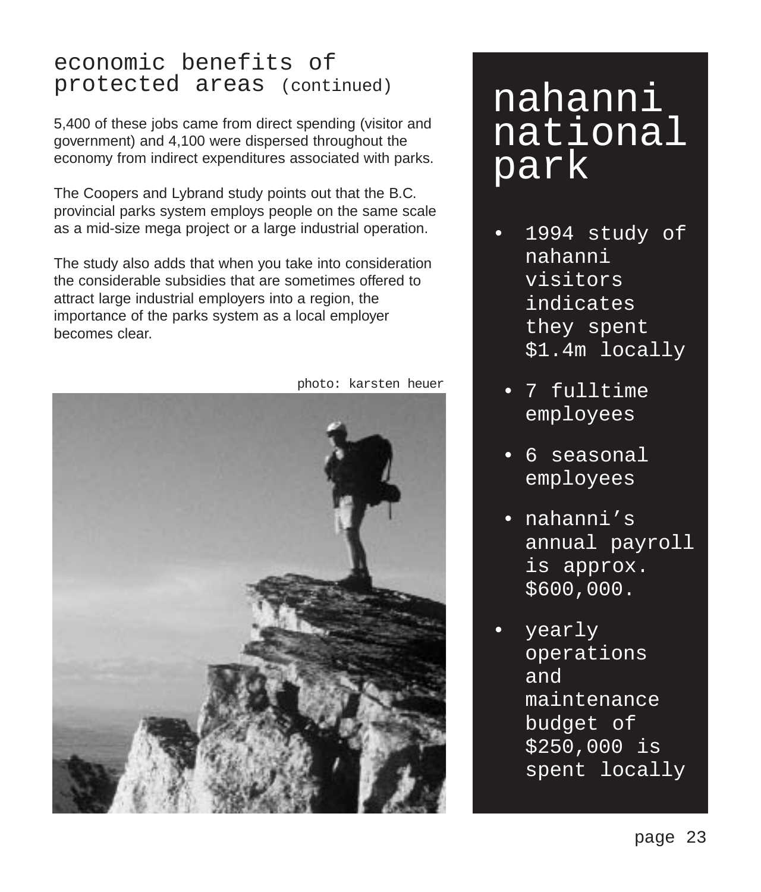## economic benefits of protected areas (continued)

5,400 of these jobs came from direct spending (visitor and government) and 4,100 were dispersed throughout the economy from indirect expenditures associated with parks.

The Coopers and Lybrand study points out that the B.C. provincial parks system employs people on the same scale as a mid-size mega project or a large industrial operation.

The study also adds that when you take into consideration the considerable subsidies that are sometimes offered to attract large industrial employers into a region, the importance of the parks system as a local employer becomes clear.

photo: karsten heuer

## nahanni national park

- 1994 study of nahanni visitors indicates they spent $1.4m locally
- 7 fulltime employees
- 6 seasonal employees
- nahanni's annual payroll is approx. $600,000.
- yearly operations and maintenance budget of $250,000 is spent locally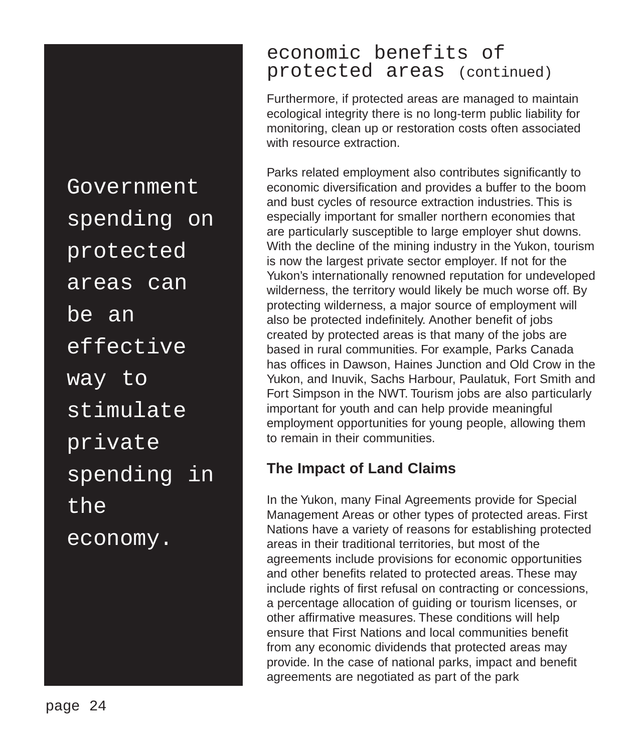## economic benefits of protected areas (continued)

> Government spending on protected areas can be an effective way to stimulate private spending in the economy.

Furthermore, if protected areas are managed to maintain ecological integrity there is no long-term public liability for monitoring, clean up or restoration costs often associated with resource extraction.

Parks related employment also contributes significantly to economic diversification and provides a buffer to the boom and bust cycles of resource extraction industries. This is especially important for smaller northern economies that are particularly susceptible to large employer shut downs. With the decline of the mining industry in the Yukon, tourism is now the largest private sector employer. If not for the Yukon's internationally renowned reputation for undeveloped wilderness, the territory would likely be much worse off. By protecting wilderness, a major source of employment will also be protected indefinitely. Another benefit of jobs created by protected areas is that many of the jobs are based in rural communities. For example, Parks Canada has offices in Dawson, Haines Junction and Old Crow in the Yukon, and Inuvik, Sachs Harbour, Paulatuk, Fort Smith and Fort Simpson in the NWT. Tourism jobs are also particularly important for youth and can help provide meaningful employment opportunities for young people, allowing them to remain in their communities.

### The Impact of Land Claims

In the Yukon, many Final Agreements provide for Special Management Areas or other types of protected areas. First Nations have a variety of reasons for establishing protected areas in their traditional territories, but most of the agreements include provisions for economic opportunities and other benefits related to protected areas. These may include rights of first refusal on contracting or concessions, a percentage allocation of guiding or tourism licenses, or other affirmative measures. These conditions will help ensure that First Nations and local communities benefit from any economic dividends that protected areas may provide. In the case of national parks, impact and benefit agreements are negotiated as part of the park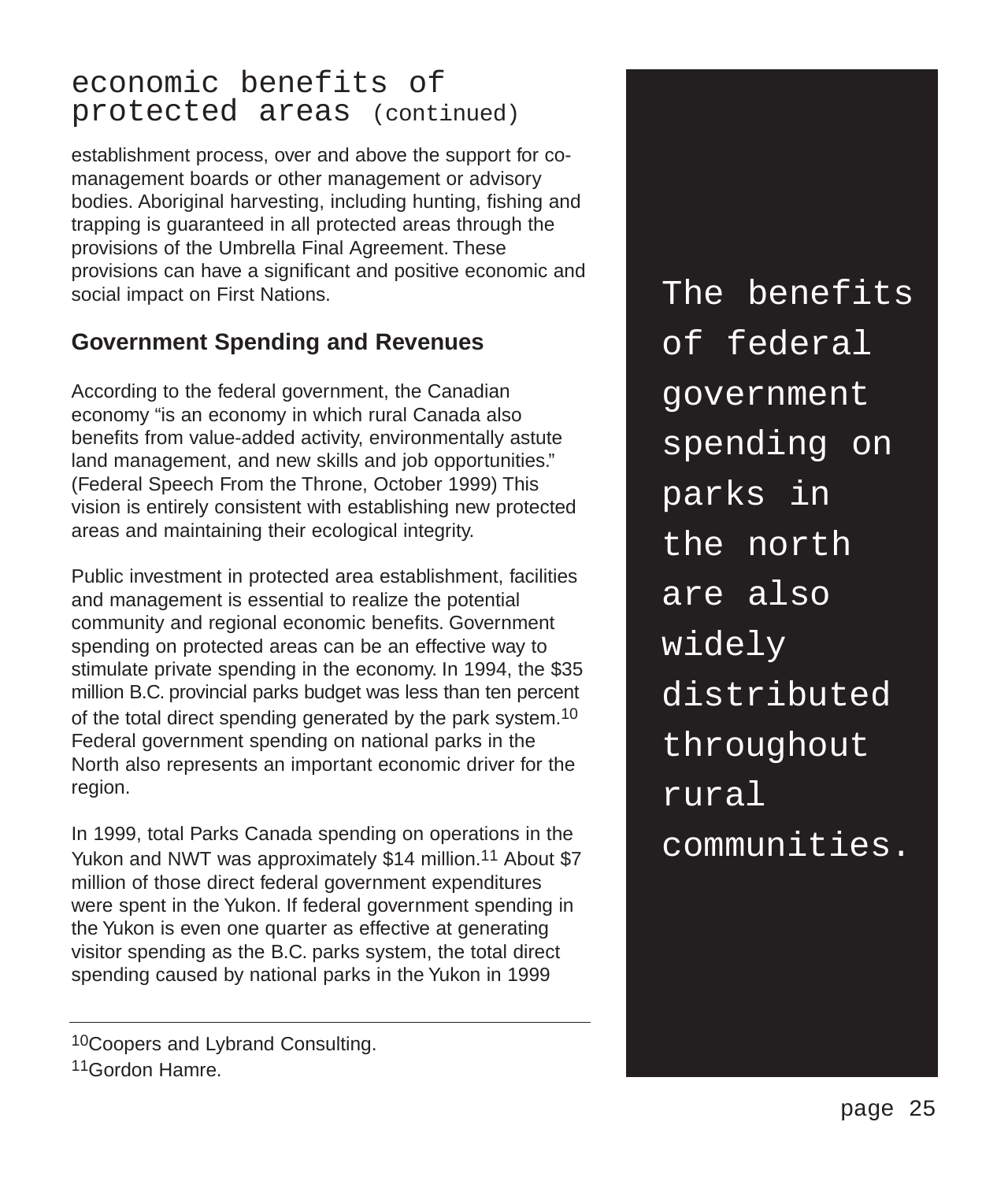## economic benefits of protected areas (continued)

establishment process, over and above the support for co-management boards or other management or advisory bodies. Aboriginal harvesting, including hunting, fishing and trapping is guaranteed in all protected areas through the provisions of the Umbrella Final Agreement. These provisions can have a significant and positive economic and social impact on First Nations.

### Government Spending and Revenues

According to the federal government, the Canadian economy "is an economy in which rural Canada also benefits from value-added activity, environmentally astute land management, and new skills and job opportunities." (Federal Speech From the Throne, October 1999) This vision is entirely consistent with establishing new protected areas and maintaining their ecological integrity.

Public investment in protected area establishment, facilities and management is essential to realize the potential community and regional economic benefits. Government spending on protected areas can be an effective way to stimulate private spending in the economy. In 1994, the $35 million B.C. provincial parks budget was less than ten percent of the total direct spending generated by the park system.[10] Federal government spending on national parks in the North also represents an important economic driver for the region.

In 1999, total Parks Canada spending on operations in the Yukon and NWT was approximately $14 million.[11] About $7 million of those direct federal government expenditures were spent in the Yukon. If federal government spending in the Yukon is even one quarter as effective at generating visitor spending as the B.C. parks system, the total direct spending caused by national parks in the Yukon in 1999

The benefits of federal government spending on parks in the north are also widely distributed throughout rural communities.

---

[10] Coopers and Lybrand Consulting.

[11] Gordon Hamre.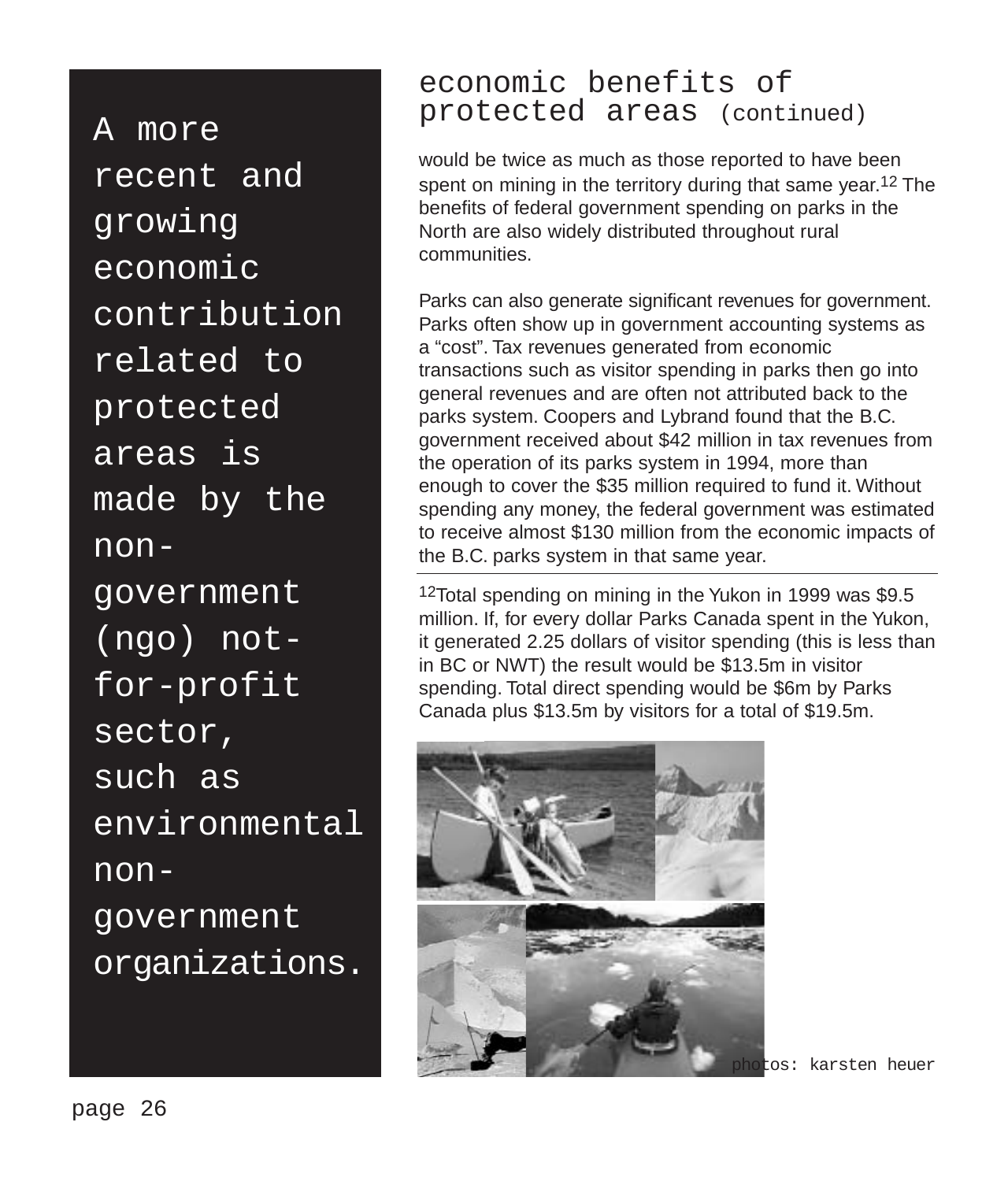> A more recent and growing economic contribution related to protected areas is made by the non-government (ngo) not-for-profit sector, such as environmental non-government organizations.

## economic benefits of protected areas (continued)

would be twice as much as those reported to have been spent on mining in the territory during that same year.[12] The benefits of federal government spending on parks in the North are also widely distributed throughout rural communities.

Parks can also generate significant revenues for government. Parks often show up in government accounting systems as a "cost". Tax revenues generated from economic transactions such as visitor spending in parks then go into general revenues and are often not attributed back to the parks system. Coopers and Lybrand found that the B.C. government received about $42 million in tax revenues from the operation of its parks system in 1994, more than enough to cover the $35 million required to fund it. Without spending any money, the federal government was estimated to receive almost $130 million from the economic impacts of the B.C. parks system in that same year.

---

[12] Total spending on mining in the Yukon in 1999 was $9.5 million. If, for every dollar Parks Canada spent in the Yukon, it generated 2.25 dollars of visitor spending (this is less than in BC or NWT) the result would be $13.5m in visitor spending. Total direct spending would be $6m by Parks Canada plus $13.5m by visitors for a total of $19.5m.

photos: karsten heuer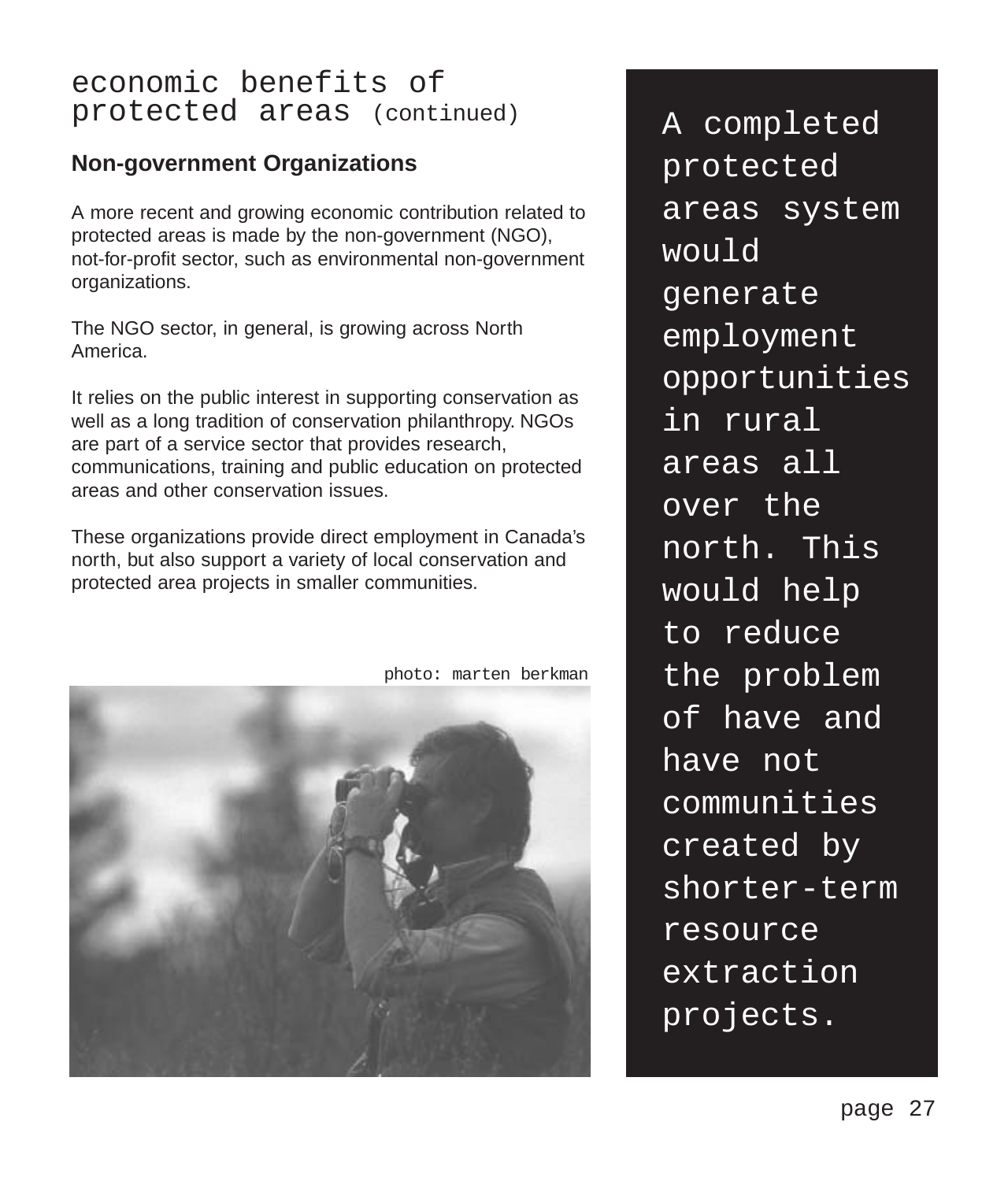# economic benefits of protected areas (continued)

## Non-government Organizations

A more recent and growing economic contribution related to protected areas is made by the non-government (NGO), not-for-profit sector, such as environmental non-government organizations.

The NGO sector, in general, is growing across North America.

It relies on the public interest in supporting conservation as well as a long tradition of conservation philanthropy. NGOs are part of a service sector that provides research, communications, training and public education on protected areas and other conservation issues.

These organizations provide direct employment in Canada's north, but also support a variety of local conservation and protected area projects in smaller communities.

photo: marten berkman

A completed protected areas system would generate employment opportunities in rural areas all over the north. This would help to reduce the problem of have and have not communities created by shorter-term resource extraction projects.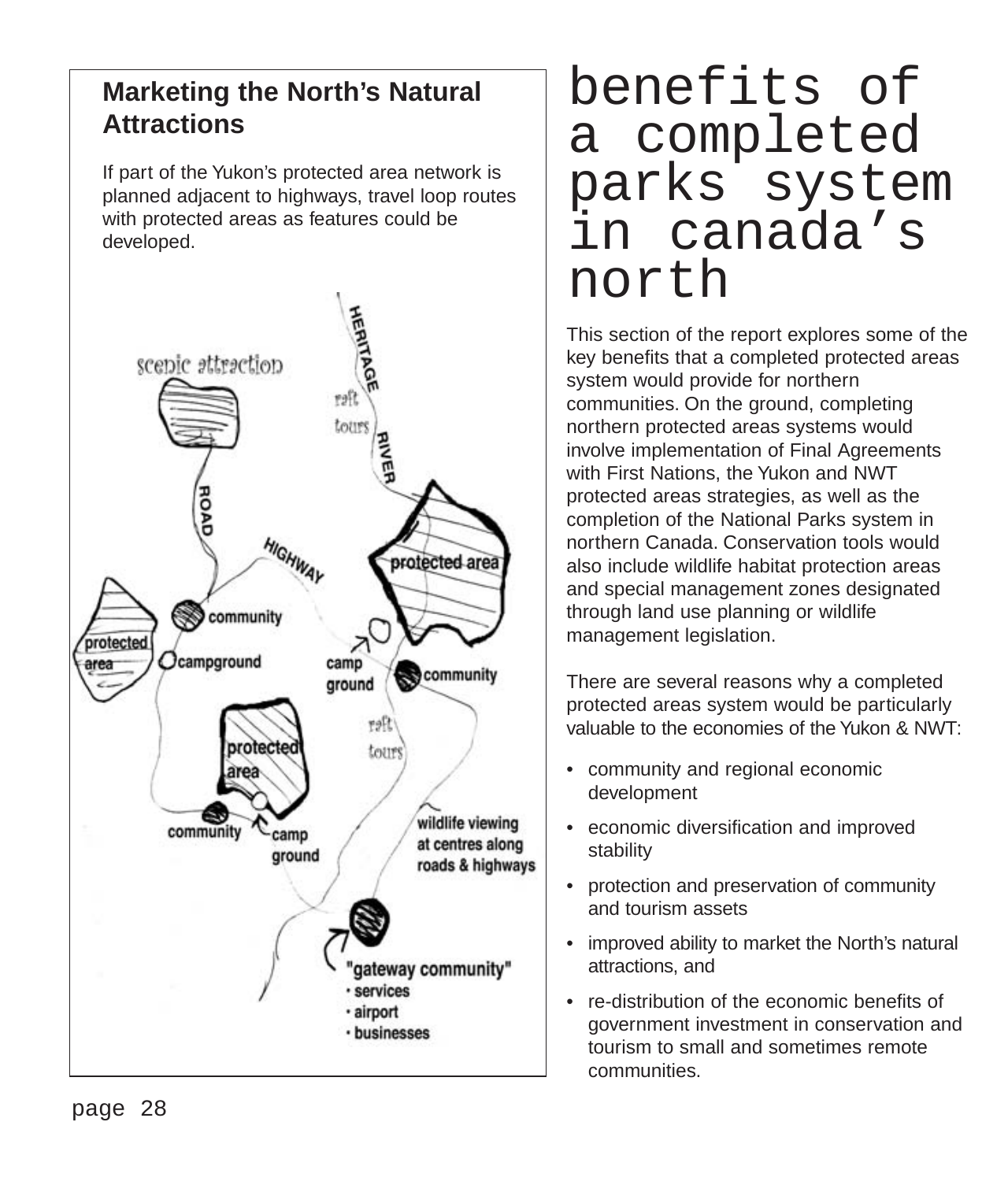# benefits of a completed parks system in canada's north

## Marketing the North's Natural Attractions

If part of the Yukon's protected area network is planned adjacent to highways, travel loop routes with protected areas as features could be developed.

This section of the report explores some of the key benefits that a completed protected areas system would provide for northern communities. On the ground, completing northern protected areas systems would involve implementation of Final Agreements with First Nations, the Yukon and NWT protected areas strategies, as well as the completion of the National Parks system in northern Canada. Conservation tools would also include wildlife habitat protection areas and special management zones designated through land use planning or wildlife management legislation.

There are several reasons why a completed protected areas system would be particularly valuable to the economies of the Yukon & NWT:

- community and regional economic development
- economic diversification and improved stability
- protection and preservation of community and tourism assets
- improved ability to market the North's natural attractions, and
- re-distribution of the economic benefits of government investment in conservation and tourism to small and sometimes remote communities.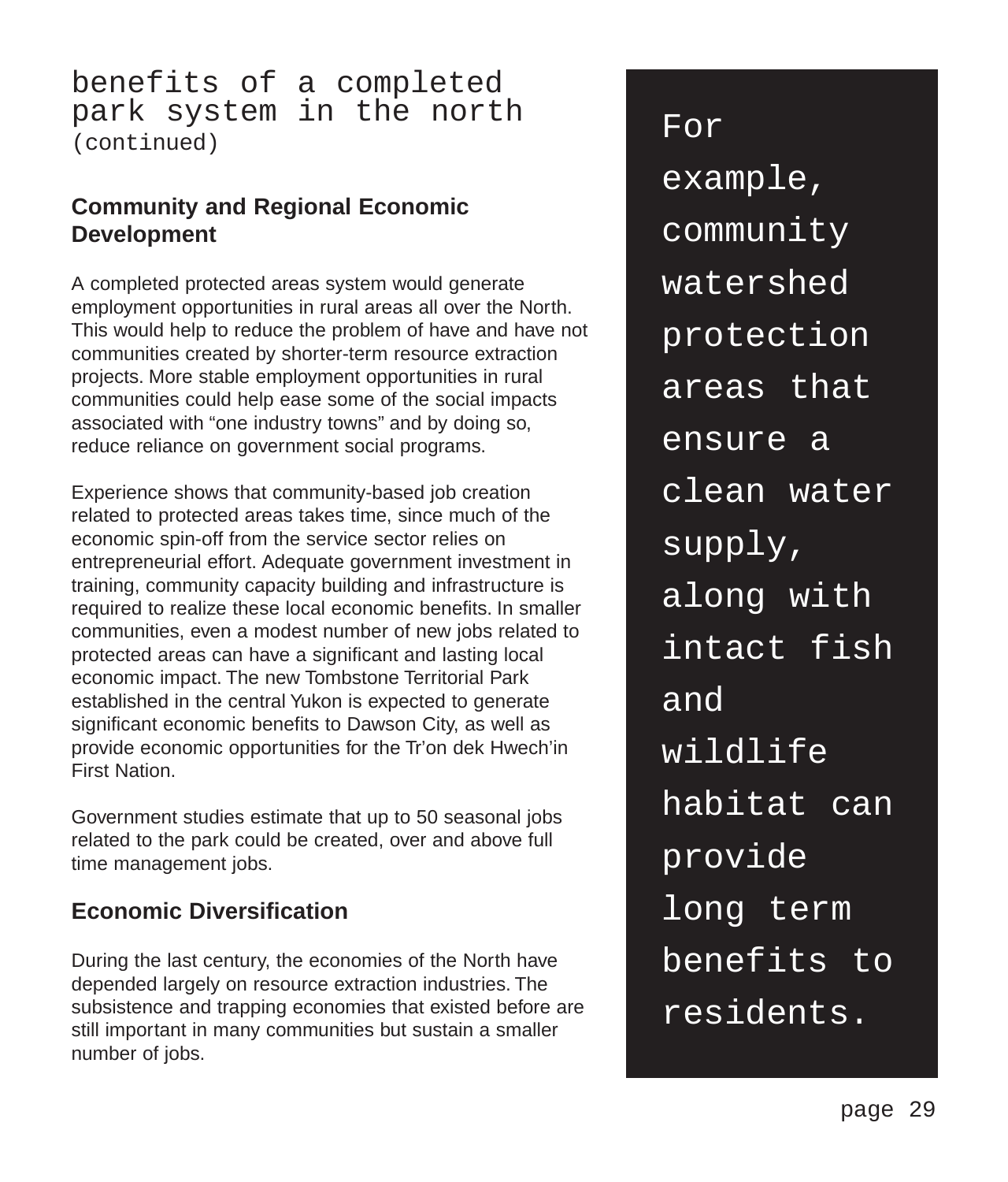## benefits of a completed park system in the north (continued)

### Community and Regional Economic Development

A completed protected areas system would generate employment opportunities in rural areas all over the North. This would help to reduce the problem of have and have not communities created by shorter-term resource extraction projects. More stable employment opportunities in rural communities could help ease some of the social impacts associated with "one industry towns" and by doing so, reduce reliance on government social programs.

Experience shows that community-based job creation related to protected areas takes time, since much of the economic spin-off from the service sector relies on entrepreneurial effort. Adequate government investment in training, community capacity building and infrastructure is required to realize these local economic benefits. In smaller communities, even a modest number of new jobs related to protected areas can have a significant and lasting local economic impact. The new Tombstone Territorial Park established in the central Yukon is expected to generate significant economic benefits to Dawson City, as well as provide economic opportunities for the Tr'on dek Hwech'in First Nation.

Government studies estimate that up to 50 seasonal jobs related to the park could be created, over and above full time management jobs.

### Economic Diversification

During the last century, the economies of the North have depended largely on resource extraction industries. The subsistence and trapping economies that existed before are still important in many communities but sustain a smaller number of jobs.

> For example, community watershed protection areas that ensure a clean water supply, along with intact fish and wildlife habitat can provide long term benefits to residents.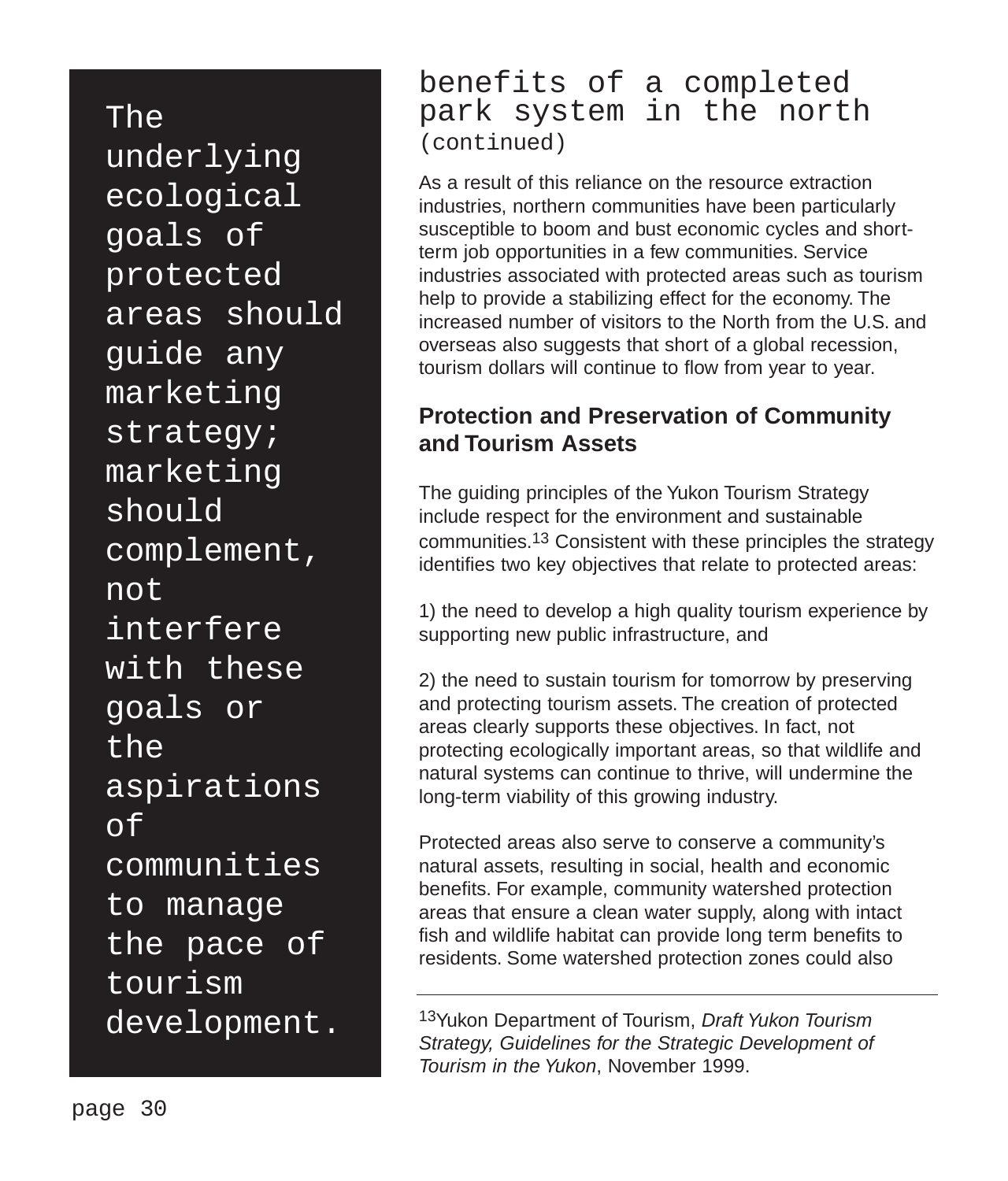> The underlying ecological goals of protected areas should guide any marketing strategy; marketing should complement, not interfere with these goals or the aspirations of communities to manage the pace of tourism development.

## benefits of a completed park system in the north (continued)

As a result of this reliance on the resource extraction industries, northern communities have been particularly susceptible to boom and bust economic cycles and short-term job opportunities in a few communities. Service industries associated with protected areas such as tourism help to provide a stabilizing effect for the economy. The increased number of visitors to the North from the U.S. and overseas also suggests that short of a global recession, tourism dollars will continue to flow from year to year.

### Protection and Preservation of Community and Tourism Assets

The guiding principles of the Yukon Tourism Strategy include respect for the environment and sustainable communities.[13] Consistent with these principles the strategy identifies two key objectives that relate to protected areas:

1) the need to develop a high quality tourism experience by supporting new public infrastructure, and

2) the need to sustain tourism for tomorrow by preserving and protecting tourism assets. The creation of protected areas clearly supports these objectives. In fact, not protecting ecologically important areas, so that wildlife and natural systems can continue to thrive, will undermine the long-term viability of this growing industry.

Protected areas also serve to conserve a community's natural assets, resulting in social, health and economic benefits. For example, community watershed protection areas that ensure a clean water supply, along with intact fish and wildlife habitat can provide long term benefits to residents. Some watershed protection zones could also

---

[13] Yukon Department of Tourism, *Draft Yukon Tourism Strategy, Guidelines for the Strategic Development of Tourism in the Yukon*, November 1999.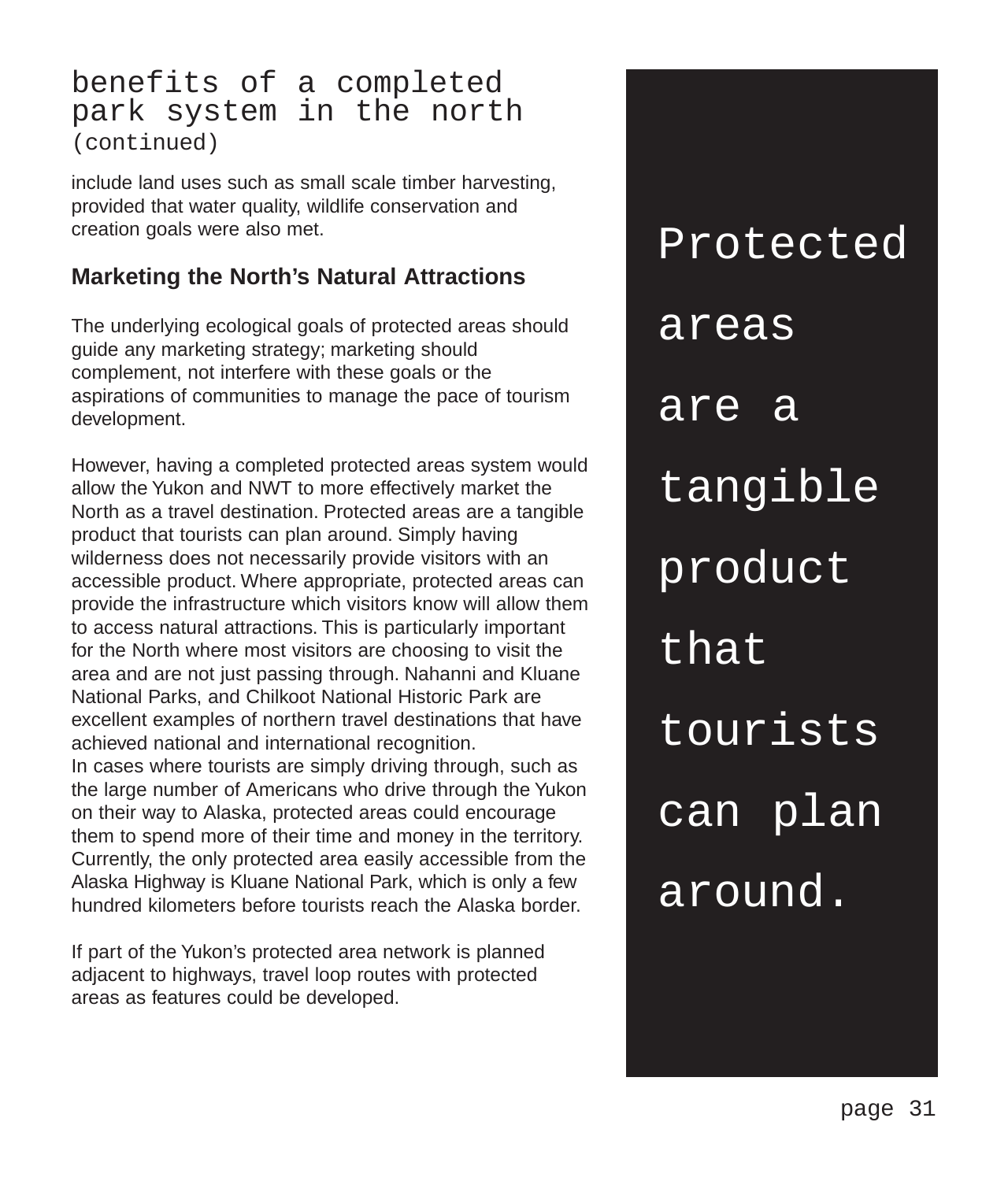## benefits of a completed park system in the north (continued)

include land uses such as small scale timber harvesting, provided that water quality, wildlife conservation and creation goals were also met.

### Marketing the North's Natural Attractions

The underlying ecological goals of protected areas should guide any marketing strategy; marketing should complement, not interfere with these goals or the aspirations of communities to manage the pace of tourism development.

However, having a completed protected areas system would allow the Yukon and NWT to more effectively market the North as a travel destination. Protected areas are a tangible product that tourists can plan around. Simply having wilderness does not necessarily provide visitors with an accessible product. Where appropriate, protected areas can provide the infrastructure which visitors know will allow them to access natural attractions. This is particularly important for the North where most visitors are choosing to visit the area and are not just passing through. Nahanni and Kluane National Parks, and Chilkoot National Historic Park are excellent examples of northern travel destinations that have achieved national and international recognition.
In cases where tourists are simply driving through, such as the large number of Americans who drive through the Yukon on their way to Alaska, protected areas could encourage them to spend more of their time and money in the territory. Currently, the only protected area easily accessible from the Alaska Highway is Kluane National Park, which is only a few hundred kilometers before tourists reach the Alaska border.

If part of the Yukon's protected area network is planned adjacent to highways, travel loop routes with protected areas as features could be developed.

> Protected areas are a tangible product that tourists can plan around.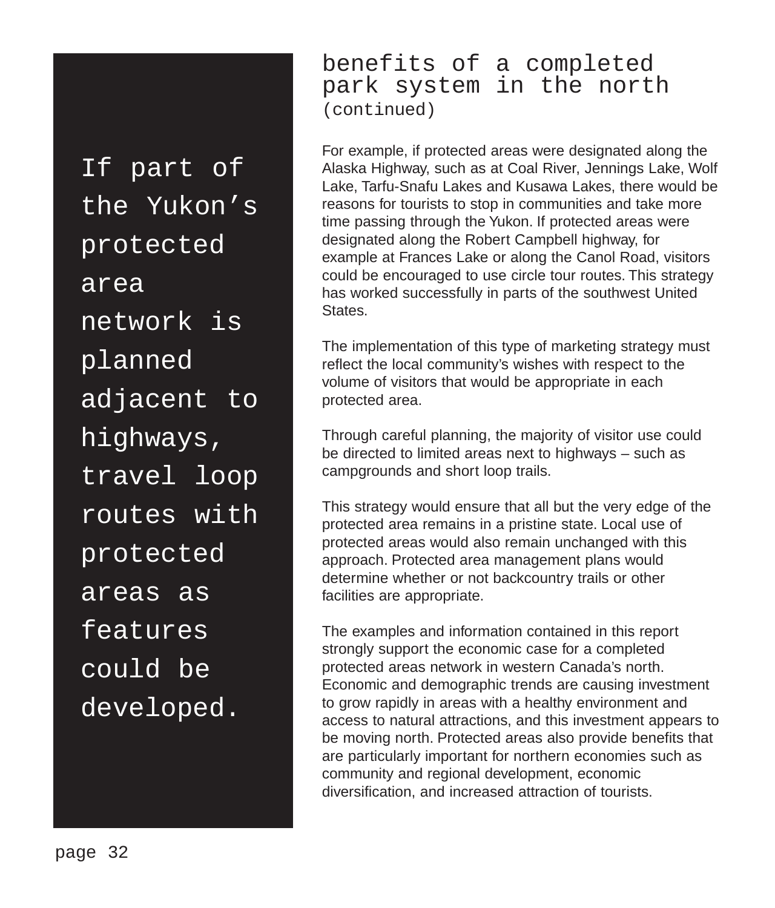> If part of the Yukon's protected area network is planned adjacent to highways, travel loop routes with protected areas as features could be developed.

## benefits of a completed park system in the north (continued)

For example, if protected areas were designated along the Alaska Highway, such as at Coal River, Jennings Lake, Wolf Lake, Tarfu-Snafu Lakes and Kusawa Lakes, there would be reasons for tourists to stop in communities and take more time passing through the Yukon. If protected areas were designated along the Robert Campbell highway, for example at Frances Lake or along the Canol Road, visitors could be encouraged to use circle tour routes. This strategy has worked successfully in parts of the southwest United States.

The implementation of this type of marketing strategy must reflect the local community's wishes with respect to the volume of visitors that would be appropriate in each protected area.

Through careful planning, the majority of visitor use could be directed to limited areas next to highways – such as campgrounds and short loop trails.

This strategy would ensure that all but the very edge of the protected area remains in a pristine state. Local use of protected areas would also remain unchanged with this approach. Protected area management plans would determine whether or not backcountry trails or other facilities are appropriate.

The examples and information contained in this report strongly support the economic case for a completed protected areas network in western Canada's north. Economic and demographic trends are causing investment to grow rapidly in areas with a healthy environment and access to natural attractions, and this investment appears to be moving north. Protected areas also provide benefits that are particularly important for northern economies such as community and regional development, economic diversification, and increased attraction of tourists.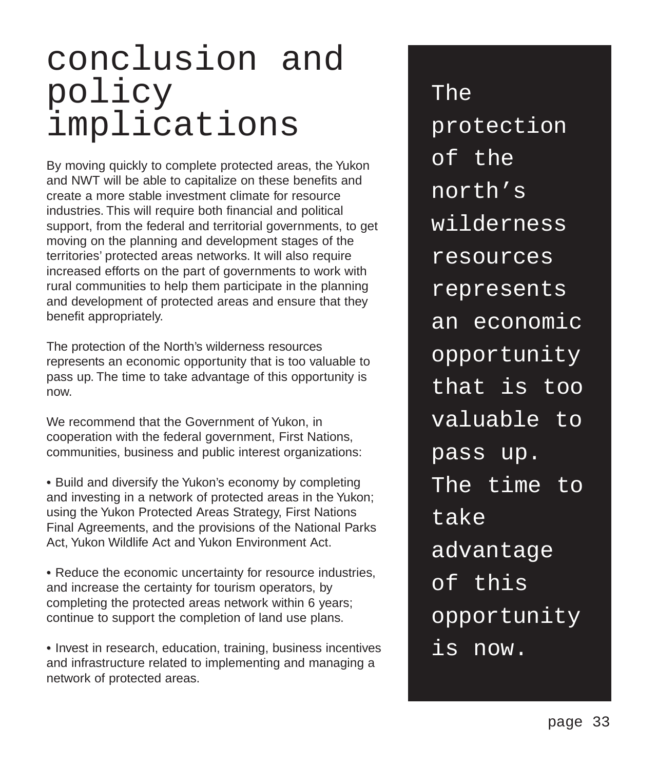# conclusion and policy implications

By moving quickly to complete protected areas, the Yukon and NWT will be able to capitalize on these benefits and create a more stable investment climate for resource industries. This will require both financial and political support, from the federal and territorial governments, to get moving on the planning and development stages of the territories' protected areas networks. It will also require increased efforts on the part of governments to work with rural communities to help them participate in the planning and development of protected areas and ensure that they benefit appropriately.

The protection of the North's wilderness resources represents an economic opportunity that is too valuable to pass up. The time to take advantage of this opportunity is now.

We recommend that the Government of Yukon, in cooperation with the federal government, First Nations, communities, business and public interest organizations:

- Build and diversify the Yukon's economy by completing and investing in a network of protected areas in the Yukon; using the Yukon Protected Areas Strategy, First Nations Final Agreements, and the provisions of the National Parks Act, Yukon Wildlife Act and Yukon Environment Act.

- Reduce the economic uncertainty for resource industries, and increase the certainty for tourism operators, by completing the protected areas network within 6 years; continue to support the completion of land use plans.

- Invest in research, education, training, business incentives and infrastructure related to implementing and managing a network of protected areas.

> The protection of the north's wilderness resources represents an economic opportunity that is too valuable to pass up. The time to take advantage of this opportunity is now.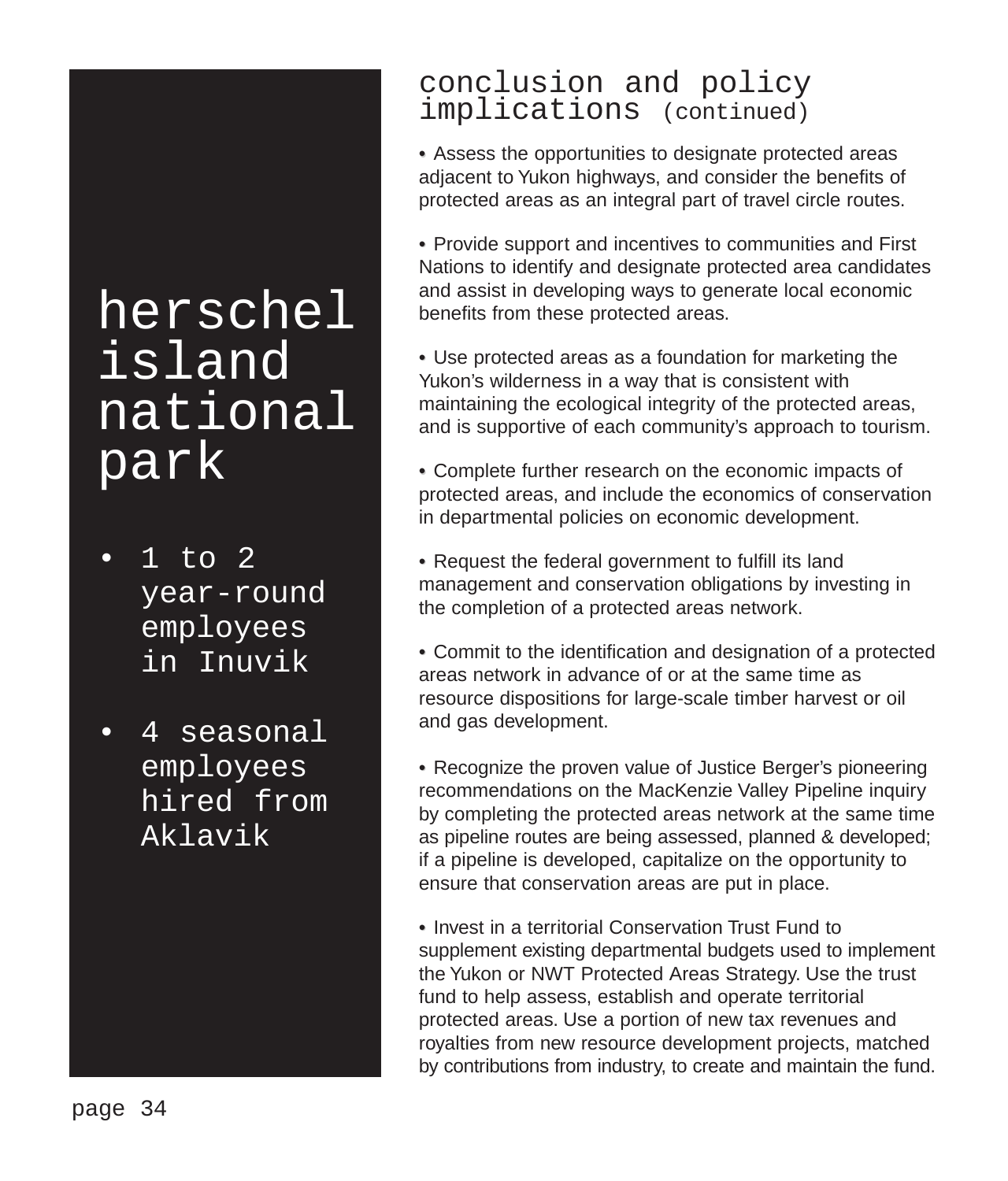## herschel island national park

- 1 to 2 year-round employees in Inuvik
- 4 seasonal employees hired from Aklavik

## conclusion and policy implications (continued)

- Assess the opportunities to designate protected areas adjacent to Yukon highways, and consider the benefits of protected areas as an integral part of travel circle routes.

- Provide support and incentives to communities and First Nations to identify and designate protected area candidates and assist in developing ways to generate local economic benefits from these protected areas.

- Use protected areas as a foundation for marketing the Yukon's wilderness in a way that is consistent with maintaining the ecological integrity of the protected areas, and is supportive of each community's approach to tourism.

- Complete further research on the economic impacts of protected areas, and include the economics of conservation in departmental policies on economic development.

- Request the federal government to fulfill its land management and conservation obligations by investing in the completion of a protected areas network.

- Commit to the identification and designation of a protected areas network in advance of or at the same time as resource dispositions for large-scale timber harvest or oil and gas development.

- Recognize the proven value of Justice Berger's pioneering recommendations on the MacKenzie Valley Pipeline inquiry by completing the protected areas network at the same time as pipeline routes are being assessed, planned & developed; if a pipeline is developed, capitalize on the opportunity to ensure that conservation areas are put in place.

- Invest in a territorial Conservation Trust Fund to supplement existing departmental budgets used to implement the Yukon or NWT Protected Areas Strategy. Use the trust fund to help assess, establish and operate territorial protected areas. Use a portion of new tax revenues and royalties from new resource development projects, matched by contributions from industry, to create and maintain the fund.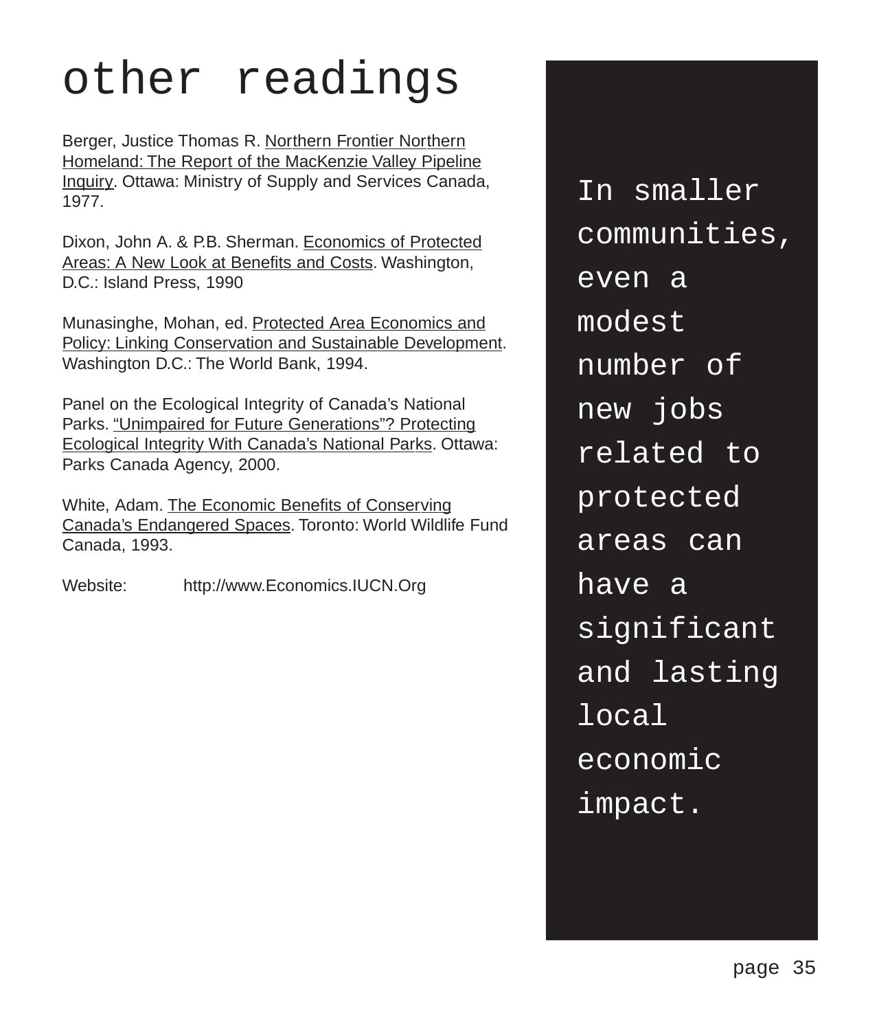# other readings

Berger, Justice Thomas R. Northern Frontier Northern Homeland: The Report of the MacKenzie Valley Pipeline Inquiry. Ottawa: Ministry of Supply and Services Canada, 1977.

Dixon, John A. & P.B. Sherman. Economics of Protected Areas: A New Look at Benefits and Costs. Washington, D.C.: Island Press, 1990

Munasinghe, Mohan, ed. Protected Area Economics and Policy: Linking Conservation and Sustainable Development. Washington D.C.: The World Bank, 1994.

Panel on the Ecological Integrity of Canada's National Parks. "Unimpaired for Future Generations"? Protecting Ecological Integrity With Canada's National Parks. Ottawa: Parks Canada Agency, 2000.

White, Adam. The Economic Benefits of Conserving Canada's Endangered Spaces. Toronto: World Wildlife Fund Canada, 1993.

Website: http://www.Economics.IUCN.Org

In smaller communities, even a modest number of new jobs related to protected areas can have a significant and lasting local economic impact.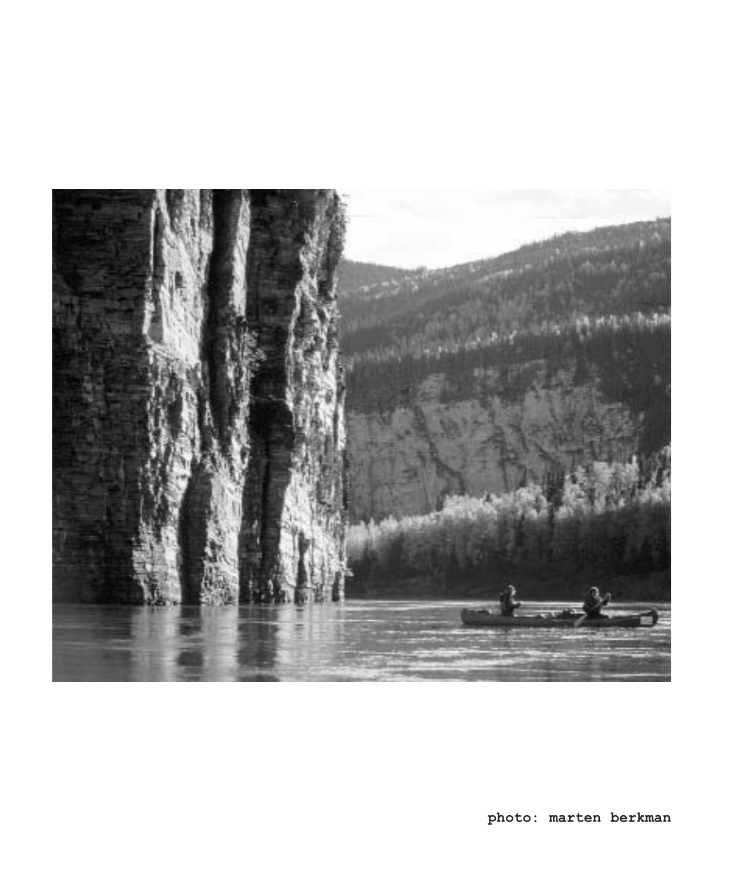photo: marten berkman